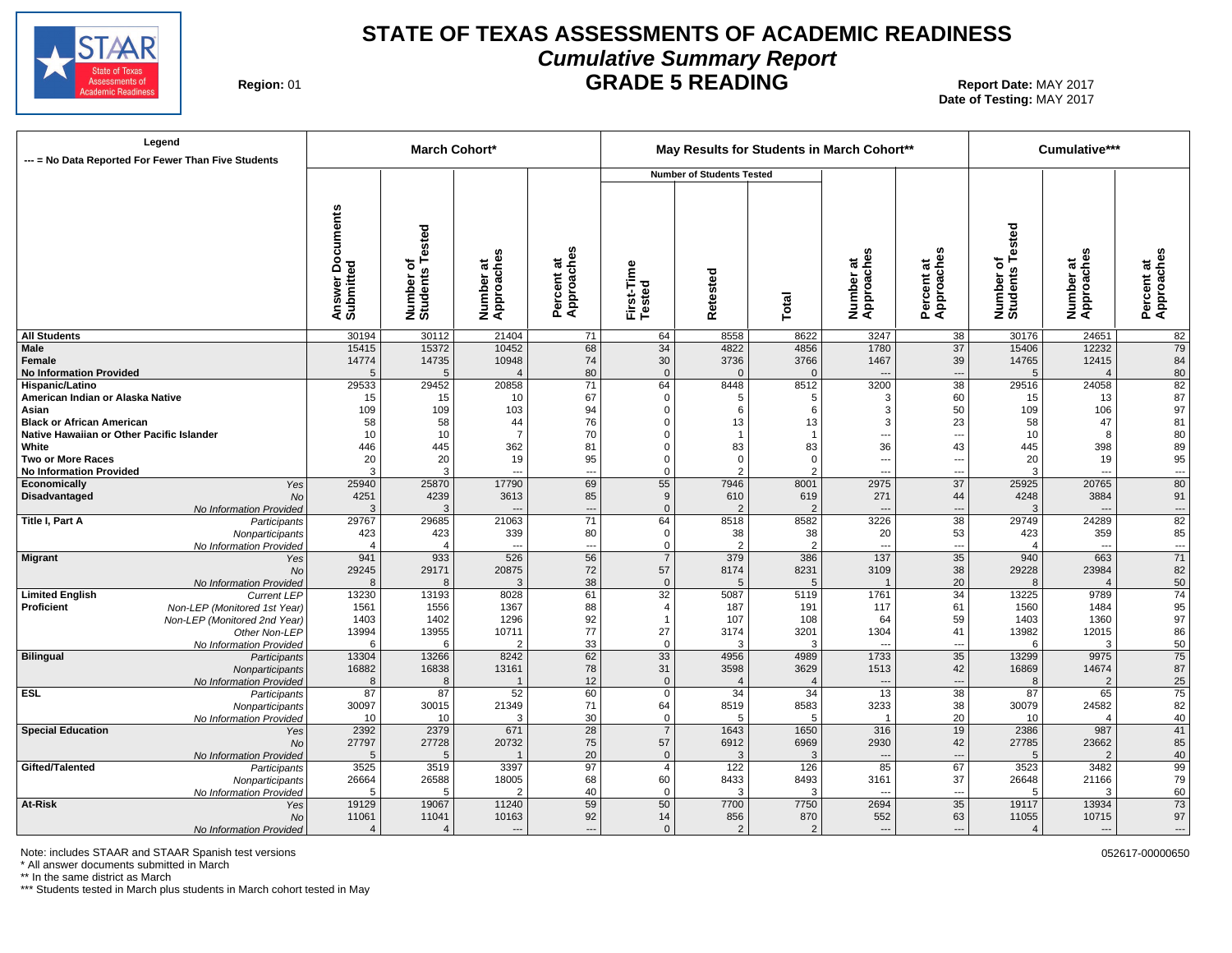# STATE OF TEXAS ASSESSMENTS OF ACADEMIC READINESS

## *Cumulative Summary Report*

## GRADE 5 READING

**Region:** 01

**Report Date:** MAY 2017
**Date of Testing:** MAY 2017

| Legend<br>--- = No Data Reported For Fewer Than Five Students | | March Cohort* | | | | May Results for Students in March Cohort** | | | | | Cumulative*** | | |
|---|---|---|---|---|---|---|---|---|---|---|---|---|---|
| | | | | | | Number of Students Tested | | | | | | | |
| | | Answer Documents Submitted | Number of Students Tested | Number at Approaches | Percent at Approaches | First-Time Tested | Retested | Total | Number at Approaches | Percent at Approaches | Number of Students Tested | Number at Approaches | Percent at Approaches |
| **All Students** | | 30194 | 30112 | 21404 | 71 | 64 | 8558 | 8622 | 3247 | 38 | 30176 | 24651 | 82 |
| **Male** | | 15415 | 15372 | 10452 | 68 | 34 | 4822 | 4856 | 1780 | 37 | 15406 | 12232 | 79 |
| **Female** | | 14774 | 14735 | 10948 | 74 | 30 | 3736 | 3766 | 1467 | 39 | 14765 | 12415 | 84 |
| **No Information Provided** | | 5 | 5 | 4 | 80 | 0 | 0 | 0 | --- | --- | 5 | 4 | 80 |
| **Hispanic/Latino** | | 29533 | 29452 | 20858 | 71 | 64 | 8448 | 8512 | 3200 | 38 | 29516 | 24058 | 82 |
| **American Indian or Alaska Native** | | 15 | 15 | 10 | 67 | 0 | 5 | 5 | 3 | 60 | 15 | 13 | 87 |
| **Asian** | | 109 | 109 | 103 | 94 | 0 | 6 | 6 | 3 | 50 | 109 | 106 | 97 |
| **Black or African American** | | 58 | 58 | 44 | 76 | 0 | 13 | 13 | 3 | 23 | 58 | 47 | 81 |
| **Native Hawaiian or Other Pacific Islander** | | 10 | 10 | 7 | 70 | 0 | 1 | 1 | --- | --- | 10 | 8 | 80 |
| **White** | | 446 | 445 | 362 | 81 | 0 | 83 | 83 | 36 | 43 | 445 | 398 | 89 |
| **Two or More Races** | | 20 | 20 | 19 | 95 | 0 | 0 | 0 | --- | --- | 20 | 19 | 95 |
| **No Information Provided** | | 3 | 3 | --- | --- | 0 | 2 | 2 | --- | --- | 3 | --- | --- |
| **Economically Disadvantaged** | *Yes* | 25940 | 25870 | 17790 | 69 | 55 | 7946 | 8001 | 2975 | 37 | 25925 | 20765 | 80 |
| | *No* | 4251 | 4239 | 3613 | 85 | 9 | 610 | 619 | 271 | 44 | 4248 | 3884 | 91 |
| | *No Information Provided* | 3 | 3 | --- | --- | 0 | 2 | 2 | --- | --- | 3 | --- | --- |
| **Title I, Part A** | *Participants* | 29767 | 29685 | 21063 | 71 | 64 | 8518 | 8582 | 3226 | 38 | 29749 | 24289 | 82 |
| | *Nonparticipants* | 423 | 423 | 339 | 80 | 0 | 38 | 38 | 20 | 53 | 423 | 359 | 85 |
| | *No Information Provided* | 4 | 4 | --- | --- | 0 | 2 | 2 | --- | --- | 4 | --- | --- |
| **Migrant** | *Yes* | 941 | 933 | 526 | 56 | 7 | 379 | 386 | 137 | 35 | 940 | 663 | 71 |
| | *No* | 29245 | 29171 | 20875 | 72 | 57 | 8174 | 8231 | 3109 | 38 | 29228 | 23984 | 82 |
| | *No Information Provided* | 8 | 8 | 3 | 38 | 0 | 5 | 5 | 1 | 20 | 8 | 4 | 50 |
| **Limited English Proficient** | *Current LEP* | 13230 | 13193 | 8028 | 61 | 32 | 5087 | 5119 | 1761 | 34 | 13225 | 9789 | 74 |
| | *Non-LEP (Monitored 1st Year)* | 1561 | 1556 | 1367 | 88 | 4 | 187 | 191 | 117 | 61 | 1560 | 1484 | 95 |
| | *Non-LEP (Monitored 2nd Year)* | 1403 | 1402 | 1296 | 92 | 1 | 107 | 108 | 64 | 59 | 1403 | 1360 | 97 |
| | *Other Non-LEP* | 13994 | 13955 | 10711 | 77 | 27 | 3174 | 3201 | 1304 | 41 | 13982 | 12015 | 86 |
| | *No Information Provided* | 6 | 6 | 2 | 33 | 0 | 3 | 3 | --- | --- | 6 | 3 | 50 |
| **Bilingual** | *Participants* | 13304 | 13266 | 8242 | 62 | 33 | 4956 | 4989 | 1733 | 35 | 13299 | 9975 | 75 |
| | *Nonparticipants* | 16882 | 16838 | 13161 | 78 | 31 | 3598 | 3629 | 1513 | 42 | 16869 | 14674 | 87 |
| | *No Information Provided* | 8 | 8 | 1 | 12 | 0 | 4 | 4 | --- | --- | 8 | 2 | 25 |
| **ESL** | *Participants* | 87 | 87 | 52 | 60 | 0 | 34 | 34 | 13 | 38 | 87 | 65 | 75 |
| | *Nonparticipants* | 30097 | 30015 | 21349 | 71 | 64 | 8519 | 8583 | 3233 | 38 | 30079 | 24582 | 82 |
| | *No Information Provided* | 10 | 10 | 3 | 30 | 0 | 5 | 5 | 1 | 20 | 10 | 4 | 40 |
| **Special Education** | *Yes* | 2392 | 2379 | 671 | 28 | 7 | 1643 | 1650 | 316 | 19 | 2386 | 987 | 41 |
| | *No* | 27797 | 27728 | 20732 | 75 | 57 | 6912 | 6969 | 2930 | 42 | 27785 | 23662 | 85 |
| | *No Information Provided* | 5 | 5 | 1 | 20 | 0 | 3 | 3 | --- | --- | 5 | 2 | 40 |
| **Gifted/Talented** | *Participants* | 3525 | 3519 | 3397 | 97 | 4 | 122 | 126 | 85 | 67 | 3523 | 3482 | 99 |
| | *Nonparticipants* | 26664 | 26588 | 18005 | 68 | 60 | 8433 | 8493 | 3161 | 37 | 26648 | 21166 | 79 |
| | *No Information Provided* | 5 | 5 | 2 | 40 | 0 | 3 | 3 | --- | --- | 5 | 3 | 60 |
| **At-Risk** | *Yes* | 19129 | 19067 | 11240 | 59 | 50 | 7700 | 7750 | 2694 | 35 | 19117 | 13934 | 73 |
| | *No* | 11061 | 11041 | 10163 | 92 | 14 | 856 | 870 | 552 | 63 | 11055 | 10715 | 97 |
| | *No Information Provided* | 4 | 4 | --- | --- | 0 | 2 | 2 | --- | --- | 4 | --- | --- |

Note: includes STAAR and STAAR Spanish test versions

\* All answer documents submitted in March

\** In the same district as March

\*** Students tested in March plus students in March cohort tested in May

052617-00000650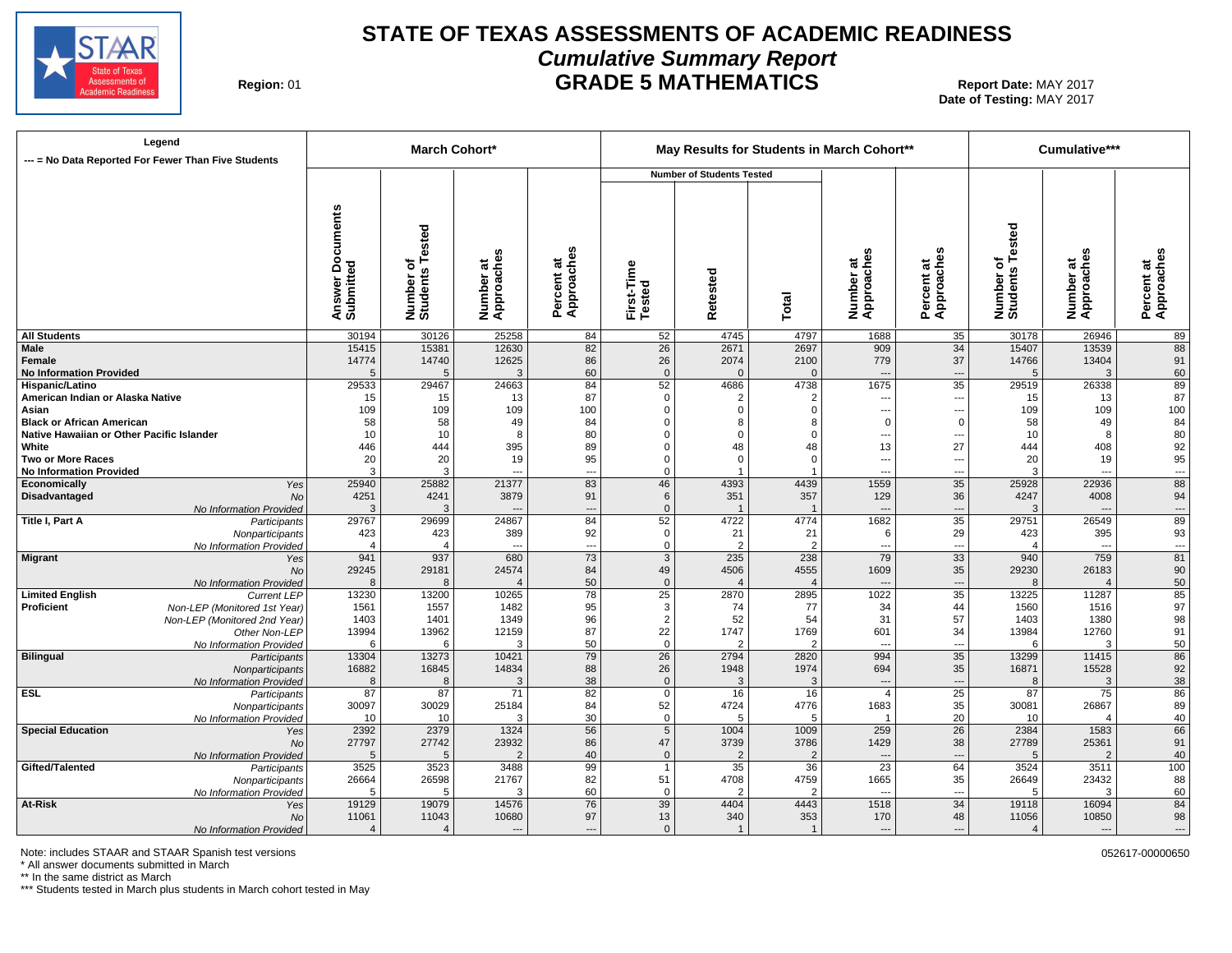# STATE OF TEXAS ASSESSMENTS OF ACADEMIC READINESS
## *Cumulative Summary Report*
## GRADE 5 MATHEMATICS

**Region:** 01

**Report Date:** MAY 2017
**Date of Testing:** MAY 2017

| Legend<br>--- = No Data Reported For Fewer Than Five Students | | March Cohort* | | | | May Results for Students in March Cohort** | | | | | Cumulative*** | | |
|---|---|---|---|---|---|---|---|---|---|---|---|---|---|
| | | | | | | Number of Students Tested | | | | | | | |
| | | Answer Documents Submitted | Number of Students Tested | Number at Approaches | Percent at Approaches | First-Time Tested | Retested | Total | Number at Approaches | Percent at Approaches | Number of Students Tested | Number at Approaches | Percent at Approaches |
| **All Students** | | 30194 | 30126 | 25258 | 84 | 52 | 4745 | 4797 | 1688 | 35 | 30178 | 26946 | 89 |
| **Male** | | 15415 | 15381 | 12630 | 82 | 26 | 2671 | 2697 | 909 | 34 | 15407 | 13539 | 88 |
| **Female** | | 14774 | 14740 | 12625 | 86 | 26 | 2074 | 2100 | 779 | 37 | 14766 | 13404 | 91 |
| **No Information Provided** | | 5 | 5 | 3 | 60 | 0 | 0 | 0 | --- | --- | 5 | 3 | 60 |
| **Hispanic/Latino** | | 29533 | 29467 | 24663 | 84 | 52 | 4686 | 4738 | 1675 | 35 | 29519 | 26338 | 89 |
| **American Indian or Alaska Native** | | 15 | 15 | 13 | 87 | 0 | 2 | 2 | --- | --- | 15 | 13 | 87 |
| **Asian** | | 109 | 109 | 109 | 100 | 0 | 0 | 0 | --- | --- | 109 | 109 | 100 |
| **Black or African American** | | 58 | 58 | 49 | 84 | 0 | 8 | 8 | 0 | 0 | 58 | 49 | 84 |
| **Native Hawaiian or Other Pacific Islander** | | 10 | 10 | 8 | 80 | 0 | 0 | 0 | --- | --- | 10 | 8 | 80 |
| **White** | | 446 | 444 | 395 | 89 | 0 | 48 | 48 | 13 | 27 | 444 | 408 | 92 |
| **Two or More Races** | | 20 | 20 | 19 | 95 | 0 | 0 | 0 | --- | --- | 20 | 19 | 95 |
| **No Information Provided** | | 3 | 3 | --- | --- | 0 | 1 | 1 | --- | --- | 3 | --- | --- |
| **Economically Disadvantaged** | *Yes* | 25940 | 25882 | 21377 | 83 | 46 | 4393 | 4439 | 1559 | 35 | 25928 | 22936 | 88 |
| | *No* | 4251 | 4241 | 3879 | 91 | 6 | 351 | 357 | 129 | 36 | 4247 | 4008 | 94 |
| | *No Information Provided* | 3 | 3 | --- | --- | 0 | 1 | 1 | --- | --- | 3 | --- | --- |
| **Title I, Part A** | *Participants* | 29767 | 29699 | 24867 | 84 | 52 | 4722 | 4774 | 1682 | 35 | 29751 | 26549 | 89 |
| | *Nonparticipants* | 423 | 423 | 389 | 92 | 0 | 21 | 21 | 6 | 29 | 423 | 395 | 93 |
| | *No Information Provided* | 4 | 4 | --- | --- | 0 | 2 | 2 | --- | --- | 4 | --- | --- |
| **Migrant** | *Yes* | 941 | 937 | 680 | 73 | 3 | 235 | 238 | 79 | 33 | 940 | 759 | 81 |
| | *No* | 29245 | 29181 | 24574 | 84 | 49 | 4506 | 4555 | 1609 | 35 | 29230 | 26183 | 90 |
| | *No Information Provided* | 8 | 8 | 4 | 50 | 0 | 4 | 4 | --- | --- | 8 | 4 | 50 |
| **Limited English Proficient** | *Current LEP* | 13230 | 13200 | 10265 | 78 | 25 | 2870 | 2895 | 1022 | 35 | 13225 | 11287 | 85 |
| | *Non-LEP (Monitored 1st Year)* | 1561 | 1557 | 1482 | 95 | 3 | 74 | 77 | 34 | 44 | 1560 | 1516 | 97 |
| | *Non-LEP (Monitored 2nd Year)* | 1403 | 1401 | 1349 | 96 | 2 | 52 | 54 | 31 | 57 | 1403 | 1380 | 98 |
| | *Other Non-LEP* | 13994 | 13962 | 12159 | 87 | 22 | 1747 | 1769 | 601 | 34 | 13984 | 12760 | 91 |
| | *No Information Provided* | 6 | 6 | 3 | 50 | 0 | 2 | 2 | --- | --- | 6 | 3 | 50 |
| **Bilingual** | *Participants* | 13304 | 13273 | 10421 | 79 | 26 | 2794 | 2820 | 994 | 35 | 13299 | 11415 | 86 |
| | *Nonparticipants* | 16882 | 16845 | 14834 | 88 | 26 | 1948 | 1974 | 694 | 35 | 16871 | 15528 | 92 |
| | *No Information Provided* | 8 | 8 | 3 | 38 | 0 | 3 | 3 | --- | --- | 8 | 3 | 38 |
| **ESL** | *Participants* | 87 | 87 | 71 | 82 | 0 | 16 | 16 | 4 | 25 | 87 | 75 | 86 |
| | *Nonparticipants* | 30097 | 30029 | 25184 | 84 | 52 | 4724 | 4776 | 1683 | 35 | 30081 | 26867 | 89 |
| | *No Information Provided* | 10 | 10 | 3 | 30 | 0 | 5 | 5 | 1 | 20 | 10 | 4 | 40 |
| **Special Education** | *Yes* | 2392 | 2379 | 1324 | 56 | 5 | 1004 | 1009 | 259 | 26 | 2384 | 1583 | 66 |
| | *No* | 27797 | 27742 | 23932 | 86 | 47 | 3739 | 3786 | 1429 | 38 | 27789 | 25361 | 91 |
| | *No Information Provided* | 5 | 5 | 2 | 40 | 0 | 2 | 2 | --- | --- | 5 | 2 | 40 |
| **Gifted/Talented** | *Participants* | 3525 | 3523 | 3488 | 99 | 1 | 35 | 36 | 23 | 64 | 3524 | 3511 | 100 |
| | *Nonparticipants* | 26664 | 26598 | 21767 | 82 | 51 | 4708 | 4759 | 1665 | 35 | 26649 | 23432 | 88 |
| | *No Information Provided* | 5 | 5 | 3 | 60 | 0 | 2 | 2 | --- | --- | 5 | 3 | 60 |
| **At-Risk** | *Yes* | 19129 | 19079 | 14576 | 76 | 39 | 4404 | 4443 | 1518 | 34 | 19118 | 16094 | 84 |
| | *No* | 11061 | 11043 | 10680 | 97 | 13 | 340 | 353 | 170 | 48 | 11056 | 10850 | 98 |
| | *No Information Provided* | 4 | 4 | --- | --- | 0 | 1 | 1 | --- | --- | 4 | --- | --- |

Note: includes STAAR and STAAR Spanish test versions
\* All answer documents submitted in March
\*\* In the same district as March
\*\*\* Students tested in March plus students in March cohort tested in May

052617-00000650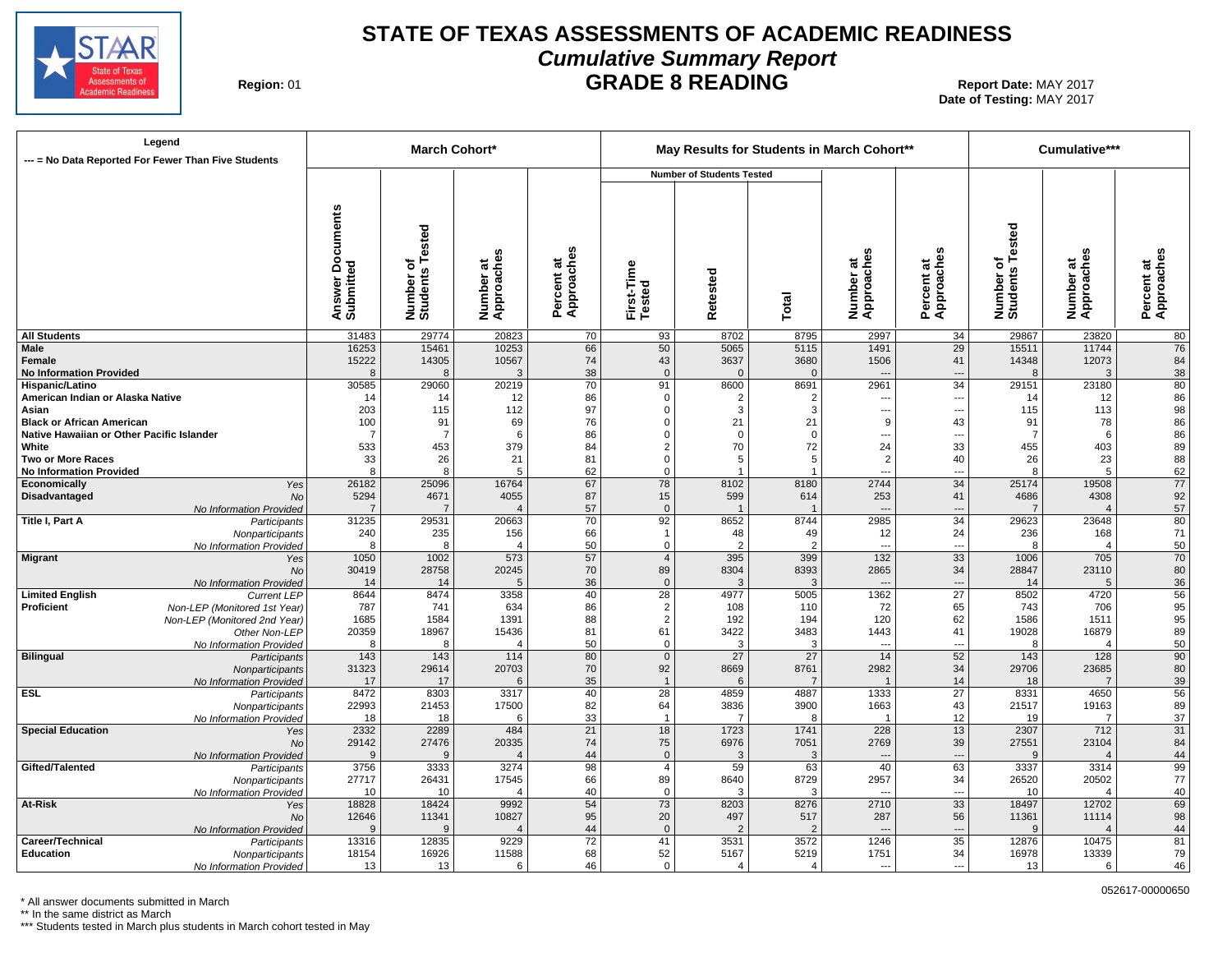# STATE OF TEXAS ASSESSMENTS OF ACADEMIC READINESS

## *Cumulative Summary Report*

## GRADE 8 READING

**Region:** 01

**Report Date:** MAY 2017
**Date of Testing:** MAY 2017

Legend
--- = No Data Reported For Fewer Than Five Students

| | | March Cohort* | | | | May Results for Students in March Cohort** | | | | | Cumulative*** | | |
|---|---|---|---|---|---|---|---|---|---|---|---|---|---|
| | | | | | | Number of Students Tested | | | | | | | |
| | | Answer Documents Submitted | Number of Students Tested | Number at Approaches | Percent at Approaches | First-Time Tested | Retested | Total | Number at Approaches | Percent at Approaches | Number of Students Tested | Number at Approaches | Percent at Approaches |
| **All Students** | | 31483 | 29774 | 20823 | 70 | 93 | 8702 | 8795 | 2997 | 34 | 29867 | 23820 | 80 |
| **Male** | | 16253 | 15461 | 10253 | 66 | 50 | 5065 | 5115 | 1491 | 29 | 15511 | 11744 | 76 |
| **Female** | | 15222 | 14305 | 10567 | 74 | 43 | 3637 | 3680 | 1506 | 41 | 14348 | 12073 | 84 |
| **No Information Provided** | | 8 | 8 | 3 | 38 | 0 | 0 | 0 | --- | --- | 8 | 3 | 38 |
| **Hispanic/Latino** | | 30585 | 29060 | 20219 | 70 | 91 | 8600 | 8691 | 2961 | 34 | 29151 | 23180 | 80 |
| **American Indian or Alaska Native** | | 14 | 14 | 12 | 86 | 0 | 2 | 2 | --- | --- | 14 | 12 | 86 |
| **Asian** | | 203 | 115 | 112 | 97 | 0 | 3 | 3 | --- | --- | 115 | 113 | 98 |
| **Black or African American** | | 100 | 91 | 69 | 76 | 0 | 21 | 21 | 9 | 43 | 91 | 78 | 86 |
| **Native Hawaiian or Other Pacific Islander** | | 7 | 7 | 6 | 86 | 0 | 0 | 0 | --- | --- | 7 | 6 | 86 |
| **White** | | 533 | 453 | 379 | 84 | 2 | 70 | 72 | 24 | 33 | 455 | 403 | 89 |
| **Two or More Races** | | 33 | 26 | 21 | 81 | 0 | 5 | 5 | 2 | 40 | 26 | 23 | 88 |
| **No Information Provided** | | 8 | 8 | 5 | 62 | 0 | 1 | 1 | --- | --- | 8 | 5 | 62 |
| **Economically Disadvantaged** | *Yes* | 26182 | 25096 | 16764 | 67 | 78 | 8102 | 8180 | 2744 | 34 | 25174 | 19508 | 77 |
| | *No* | 5294 | 4671 | 4055 | 87 | 15 | 599 | 614 | 253 | 41 | 4686 | 4308 | 92 |
| | *No Information Provided* | 7 | 7 | 4 | 57 | 0 | 1 | 1 | --- | --- | 7 | 4 | 57 |
| **Title I, Part A** | *Participants* | 31235 | 29531 | 20663 | 70 | 92 | 8652 | 8744 | 2985 | 34 | 29623 | 23648 | 80 |
| | *Nonparticipants* | 240 | 235 | 156 | 66 | 1 | 48 | 49 | 12 | 24 | 236 | 168 | 71 |
| | *No Information Provided* | 8 | 8 | 4 | 50 | 0 | 2 | 2 | --- | --- | 8 | 4 | 50 |
| **Migrant** | *Yes* | 1050 | 1002 | 573 | 57 | 4 | 395 | 399 | 132 | 33 | 1006 | 705 | 70 |
| | *No* | 30419 | 28758 | 20245 | 70 | 89 | 8304 | 8393 | 2865 | 34 | 28847 | 23110 | 80 |
| | *No Information Provided* | 14 | 14 | 5 | 36 | 0 | 3 | 3 | --- | --- | 14 | 5 | 36 |
| **Limited English Proficient** | *Current LEP* | 8644 | 8474 | 3358 | 40 | 28 | 4977 | 5005 | 1362 | 27 | 8502 | 4720 | 56 |
| | *Non-LEP (Monitored 1st Year)* | 787 | 741 | 634 | 86 | 2 | 108 | 110 | 72 | 65 | 743 | 706 | 95 |
| | *Non-LEP (Monitored 2nd Year)* | 1685 | 1584 | 1391 | 88 | 2 | 192 | 194 | 120 | 62 | 1586 | 1511 | 95 |
| | *Other Non-LEP* | 20359 | 18967 | 15436 | 81 | 61 | 3422 | 3483 | 1443 | 41 | 19028 | 16879 | 89 |
| | *No Information Provided* | 8 | 8 | 4 | 50 | 0 | 3 | 3 | --- | --- | 8 | 4 | 50 |
| **Bilingual** | *Participants* | 143 | 143 | 114 | 80 | 0 | 27 | 27 | 14 | 52 | 143 | 128 | 90 |
| | *Nonparticipants* | 31323 | 29614 | 20703 | 70 | 92 | 8669 | 8761 | 2982 | 34 | 29706 | 23685 | 80 |
| | *No Information Provided* | 17 | 17 | 6 | 35 | 1 | 6 | 7 | 1 | 14 | 18 | 7 | 39 |
| **ESL** | *Participants* | 8472 | 8303 | 3317 | 40 | 28 | 4859 | 4887 | 1333 | 27 | 8331 | 4650 | 56 |
| | *Nonparticipants* | 22993 | 21453 | 17500 | 82 | 64 | 3836 | 3900 | 1663 | 43 | 21517 | 19163 | 89 |
| | *No Information Provided* | 18 | 18 | 6 | 33 | 1 | 7 | 8 | 1 | 12 | 19 | 7 | 37 |
| **Special Education** | *Yes* | 2332 | 2289 | 484 | 21 | 18 | 1723 | 1741 | 228 | 13 | 2307 | 712 | 31 |
| | *No* | 29142 | 27476 | 20335 | 74 | 75 | 6976 | 7051 | 2769 | 39 | 27551 | 23104 | 84 |
| | *No Information Provided* | 9 | 9 | 4 | 44 | 0 | 3 | 3 | --- | --- | 9 | 4 | 44 |
| **Gifted/Talented** | *Participants* | 3756 | 3333 | 3274 | 98 | 4 | 59 | 63 | 40 | 63 | 3337 | 3314 | 99 |
| | *Nonparticipants* | 27717 | 26431 | 17545 | 66 | 89 | 8640 | 8729 | 2957 | 34 | 26520 | 20502 | 77 |
| | *No Information Provided* | 10 | 10 | 4 | 40 | 0 | 3 | 3 | --- | --- | 10 | 4 | 40 |
| **At-Risk** | *Yes* | 18828 | 18424 | 9992 | 54 | 73 | 8203 | 8276 | 2710 | 33 | 18497 | 12702 | 69 |
| | *No* | 12646 | 11341 | 10827 | 95 | 20 | 497 | 517 | 287 | 56 | 11361 | 11114 | 98 |
| | *No Information Provided* | 9 | 9 | 4 | 44 | 0 | 2 | 2 | --- | --- | 9 | 4 | 44 |
| **Career/Technical Education** | *Participants* | 13316 | 12835 | 9229 | 72 | 41 | 3531 | 3572 | 1246 | 35 | 12876 | 10475 | 81 |
| | *Nonparticipants* | 18154 | 16926 | 11588 | 68 | 52 | 5167 | 5219 | 1751 | 34 | 16978 | 13339 | 79 |
| | *No Information Provided* | 13 | 13 | 6 | 46 | 0 | 4 | 4 | --- | --- | 13 | 6 | 46 |

\* All answer documents submitted in March
\*\* In the same district as March
\*\*\* Students tested in March plus students in March cohort tested in May

052617-00000650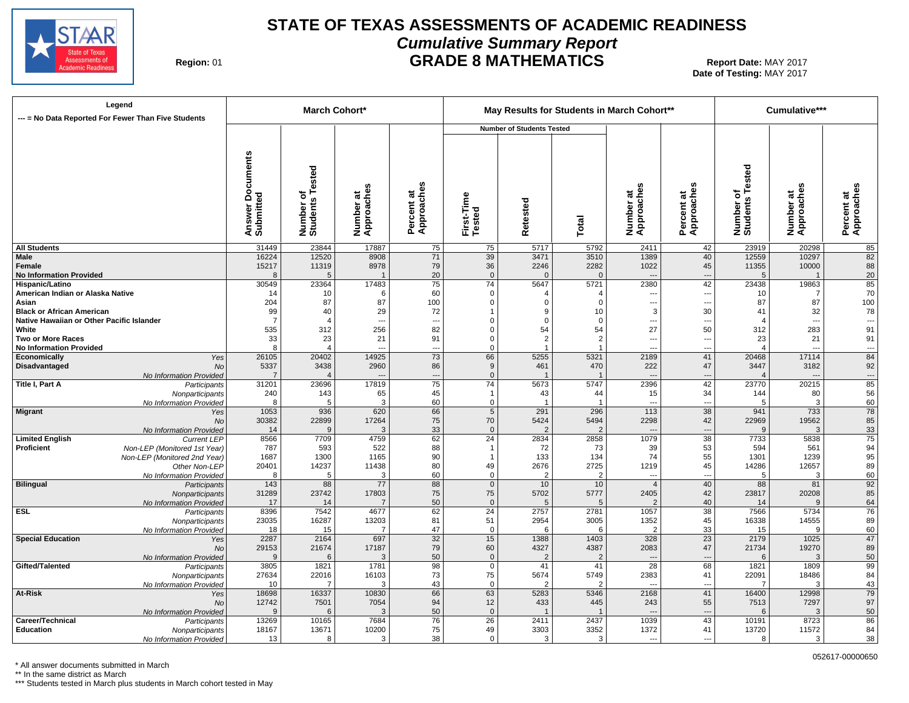# STATE OF TEXAS ASSESSMENTS OF ACADEMIC READINESS

## *Cumulative Summary Report*

## GRADE 8 MATHEMATICS

**Region:** 01

**Report Date:** MAY 2017
**Date of Testing:** MAY 2017

Legend
--- = No Data Reported For Fewer Than Five Students

| | | March Cohort* | | | | May Results for Students in March Cohort** | | | | | Cumulative*** | | |
|---|---|---|---|---|---|---|---|---|---|---|---|---|---|
| | | | | | | Number of Students Tested | | | | | | | |
| | | Answer Documents Submitted | Number of Students Tested | Number at Approaches | Percent at Approaches | First-Time Tested | Retested | Total | Number at Approaches | Percent at Approaches | Number of Students Tested | Number at Approaches | Percent at Approaches |
| **All Students** | | 31449 | 23844 | 17887 | 75 | 75 | 5717 | 5792 | 2411 | 42 | 23919 | 20298 | 85 |
| **Male** | | 16224 | 12520 | 8908 | 71 | 39 | 3471 | 3510 | 1389 | 40 | 12559 | 10297 | 82 |
| **Female** | | 15217 | 11319 | 8978 | 79 | 36 | 2246 | 2282 | 1022 | 45 | 11355 | 10000 | 88 |
| **No Information Provided** | | 8 | 5 | 1 | 20 | 0 | 0 | 0 | --- | --- | 5 | 1 | 20 |
| **Hispanic/Latino** | | 30549 | 23364 | 17483 | 75 | 74 | 5647 | 5721 | 2380 | 42 | 23438 | 19863 | 85 |
| **American Indian or Alaska Native** | | 14 | 10 | 6 | 60 | 0 | 4 | 4 | --- | --- | 10 | 7 | 70 |
| **Asian** | | 204 | 87 | 87 | 100 | 0 | 0 | 0 | --- | --- | 87 | 87 | 100 |
| **Black or African American** | | 99 | 40 | 29 | 72 | 1 | 9 | 10 | 3 | 30 | 41 | 32 | 78 |
| **Native Hawaiian or Other Pacific Islander** | | 7 | 4 | --- | --- | 0 | 0 | 0 | --- | --- | 4 | --- | --- |
| **White** | | 535 | 312 | 256 | 82 | 0 | 54 | 54 | 27 | 50 | 312 | 283 | 91 |
| **Two or More Races** | | 33 | 23 | 21 | 91 | 0 | 2 | 2 | --- | --- | 23 | 21 | 91 |
| **No Information Provided** | | 8 | 4 | --- | --- | 0 | 1 | 1 | --- | --- | 4 | --- | --- |
| **Economically Disadvantaged** | *Yes* | 26105 | 20402 | 14925 | 73 | 66 | 5255 | 5321 | 2189 | 41 | 20468 | 17114 | 84 |
| | *No* | 5337 | 3438 | 2960 | 86 | 9 | 461 | 470 | 222 | 47 | 3447 | 3182 | 92 |
| | *No Information Provided* | 7 | 4 | --- | --- | 0 | 1 | 1 | --- | --- | 4 | --- | --- |
| **Title I, Part A** | *Participants* | 31201 | 23696 | 17819 | 75 | 74 | 5673 | 5747 | 2396 | 42 | 23770 | 20215 | 85 |
| | *Nonparticipants* | 240 | 143 | 65 | 45 | 1 | 43 | 44 | 15 | 34 | 144 | 80 | 56 |
| | *No Information Provided* | 8 | 5 | 3 | 60 | 0 | 1 | 1 | --- | --- | 5 | 3 | 60 |
| **Migrant** | *Yes* | 1053 | 936 | 620 | 66 | 5 | 291 | 296 | 113 | 38 | 941 | 733 | 78 |
| | *No* | 30382 | 22899 | 17264 | 75 | 70 | 5424 | 5494 | 2298 | 42 | 22969 | 19562 | 85 |
| | *No Information Provided* | 14 | 9 | 3 | 33 | 0 | 2 | 2 | --- | --- | 9 | 3 | 33 |
| **Limited English Proficient** | *Current LEP* | 8566 | 7709 | 4759 | 62 | 24 | 2834 | 2858 | 1079 | 38 | 7733 | 5838 | 75 |
| | *Non-LEP (Monitored 1st Year)* | 787 | 593 | 522 | 88 | 1 | 72 | 73 | 39 | 53 | 594 | 561 | 94 |
| | *Non-LEP (Monitored 2nd Year)* | 1687 | 1300 | 1165 | 90 | 1 | 133 | 134 | 74 | 55 | 1301 | 1239 | 95 |
| | *Other Non-LEP* | 20401 | 14237 | 11438 | 80 | 49 | 2676 | 2725 | 1219 | 45 | 14286 | 12657 | 89 |
| | *No Information Provided* | 8 | 5 | 3 | 60 | 0 | 2 | 2 | --- | --- | 5 | 3 | 60 |
| **Bilingual** | *Participants* | 143 | 88 | 77 | 88 | 0 | 10 | 10 | 4 | 40 | 88 | 81 | 92 |
| | *Nonparticipants* | 31289 | 23742 | 17803 | 75 | 75 | 5702 | 5777 | 2405 | 42 | 23817 | 20208 | 85 |
| | *No Information Provided* | 17 | 14 | 7 | 50 | 0 | 5 | 5 | 2 | 40 | 14 | 9 | 64 |
| **ESL** | *Participants* | 8396 | 7542 | 4677 | 62 | 24 | 2757 | 2781 | 1057 | 38 | 7566 | 5734 | 76 |
| | *Nonparticipants* | 23035 | 16287 | 13203 | 81 | 51 | 2954 | 3005 | 1352 | 45 | 16338 | 14555 | 89 |
| | *No Information Provided* | 18 | 15 | 7 | 47 | 0 | 6 | 6 | 2 | 33 | 15 | 9 | 60 |
| **Special Education** | *Yes* | 2287 | 2164 | 697 | 32 | 15 | 1388 | 1403 | 328 | 23 | 2179 | 1025 | 47 |
| | *No* | 29153 | 21674 | 17187 | 79 | 60 | 4327 | 4387 | 2083 | 47 | 21734 | 19270 | 89 |
| | *No Information Provided* | 9 | 6 | 3 | 50 | 0 | 2 | 2 | --- | --- | 6 | 3 | 50 |
| **Gifted/Talented** | *Participants* | 3805 | 1821 | 1781 | 98 | 0 | 41 | 41 | 28 | 68 | 1821 | 1809 | 99 |
| | *Nonparticipants* | 27634 | 22016 | 16103 | 73 | 75 | 5674 | 5749 | 2383 | 41 | 22091 | 18486 | 84 |
| | *No Information Provided* | 10 | 7 | 3 | 43 | 0 | 2 | 2 | --- | --- | 7 | 3 | 43 |
| **At-Risk** | *Yes* | 18698 | 16337 | 10830 | 66 | 63 | 5283 | 5346 | 2168 | 41 | 16400 | 12998 | 79 |
| | *No* | 12742 | 7501 | 7054 | 94 | 12 | 433 | 445 | 243 | 55 | 7513 | 7297 | 97 |
| | *No Information Provided* | 9 | 6 | 3 | 50 | 0 | 1 | 1 | --- | --- | 6 | 3 | 50 |
| **Career/Technical Education** | *Participants* | 13269 | 10165 | 7684 | 76 | 26 | 2411 | 2437 | 1039 | 43 | 10191 | 8723 | 86 |
| | *Nonparticipants* | 18167 | 13671 | 10200 | 75 | 49 | 3303 | 3352 | 1372 | 41 | 13720 | 11572 | 84 |
| | *No Information Provided* | 13 | 8 | 3 | 38 | 0 | 3 | 3 | --- | --- | 8 | 3 | 38 |

052617-00000650

\* All answer documents submitted in March
\*\* In the same district as March
\*\*\* Students tested in March plus students in March cohort tested in May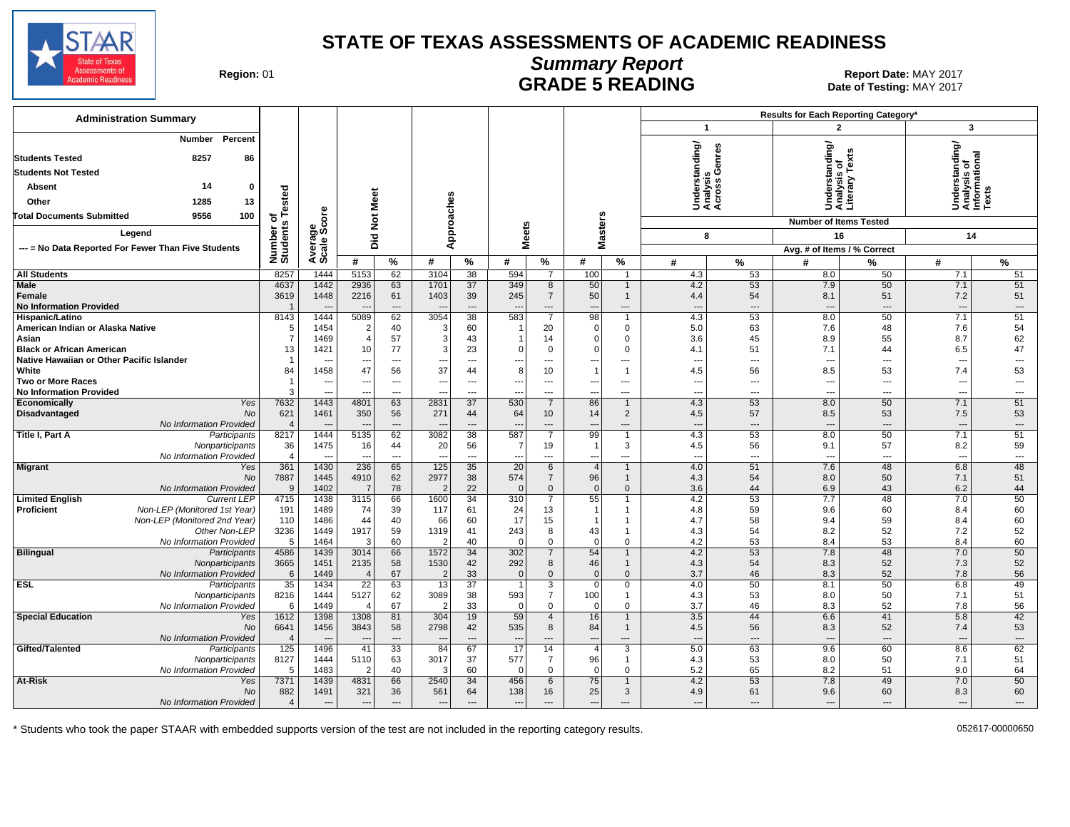# STATE OF TEXAS ASSESSMENTS OF ACADEMIC READINESS

## Summary Report

## GRADE 5 READING

**Region:** 01

**Report Date:** MAY 2017
**Date of Testing:** MAY 2017

### Administration Summary

| | Number | Percent |
|---|---|---|
| Students Tested | 8257 | 86 |
| Students Not Tested | | |
| Absent | 14 | 0 |
| Other | 1285 | 13 |
| Total Documents Submitted | 9556 | 100 |

Legend

--- = No Data Reported For Fewer Than Five Students

Results for Each Reporting Category*: 1 = Understanding/Analysis Across Genres (Number of Items Tested: 8); 2 = Understanding/Analysis of Literary Texts (Number of Items Tested: 16); 3 = Understanding/Analysis of Informational Texts (Number of Items Tested: 14). Values are Avg. # of Items / % Correct.

| Group | | Number of Students Tested | Average Scale Score | Did Not Meet # | Did Not Meet % | Approaches # | Approaches % | Meets # | Meets % | Masters # | Masters % | Cat 1 # | Cat 1 % | Cat 2 # | Cat 2 % | Cat 3 # | Cat 3 % |
|---|---|---|---|---|---|---|---|---|---|---|---|---|---|---|---|---|---|
| All Students | | 8257 | 1444 | 5153 | 62 | 3104 | 38 | 594 | 7 | 100 | 1 | 4.3 | 53 | 8.0 | 50 | 7.1 | 51 |
| Male | | 4637 | 1442 | 2936 | 63 | 1701 | 37 | 349 | 8 | 50 | 1 | 4.2 | 53 | 7.9 | 50 | 7.1 | 51 |
| Female | | 3619 | 1448 | 2216 | 61 | 1403 | 39 | 245 | 7 | 50 | 1 | 4.4 | 54 | 8.1 | 51 | 7.2 | 51 |
| No Information Provided | | 1 | --- | --- | --- | --- | --- | --- | --- | --- | --- | --- | --- | --- | --- | --- | --- |
| Hispanic/Latino | | 8143 | 1444 | 5089 | 62 | 3054 | 38 | 583 | 7 | 98 | 1 | 4.3 | 53 | 8.0 | 50 | 7.1 | 51 |
| American Indian or Alaska Native | | 5 | 1454 | 2 | 40 | 3 | 60 | 1 | 20 | 0 | 0 | 5.0 | 63 | 7.6 | 48 | 7.6 | 54 |
| Asian | | 7 | 1469 | 4 | 57 | 3 | 43 | 1 | 14 | 0 | 0 | 3.6 | 45 | 8.9 | 55 | 8.7 | 62 |
| Black or African American | | 13 | 1421 | 10 | 77 | 3 | 23 | 0 | 0 | 0 | 0 | 4.1 | 51 | 7.1 | 44 | 6.5 | 47 |
| Native Hawaiian or Other Pacific Islander | | 1 | --- | --- | --- | --- | --- | --- | --- | --- | --- | --- | --- | --- | --- | --- | --- |
| White | | 84 | 1458 | 47 | 56 | 37 | 44 | 8 | 10 | 1 | 1 | 4.5 | 56 | 8.5 | 53 | 7.4 | 53 |
| Two or More Races | | 1 | --- | --- | --- | --- | --- | --- | --- | --- | --- | --- | --- | --- | --- | --- | --- |
| No Information Provided | | 3 | --- | --- | --- | --- | --- | --- | --- | --- | --- | --- | --- | --- | --- | --- | --- |
| Economically Disadvantaged | Yes | 7632 | 1443 | 4801 | 63 | 2831 | 37 | 530 | 7 | 86 | 1 | 4.3 | 53 | 8.0 | 50 | 7.1 | 51 |
| | No | 621 | 1461 | 350 | 56 | 271 | 44 | 64 | 10 | 14 | 2 | 4.5 | 57 | 8.5 | 53 | 7.5 | 53 |
| | No Information Provided | 4 | --- | --- | --- | --- | --- | --- | --- | --- | --- | --- | --- | --- | --- | --- | --- |
| Title I, Part A | Participants | 8217 | 1444 | 5135 | 62 | 3082 | 38 | 587 | 7 | 99 | 1 | 4.3 | 53 | 8.0 | 50 | 7.1 | 51 |
| | Nonparticipants | 36 | 1475 | 16 | 44 | 20 | 56 | 7 | 19 | 1 | 3 | 4.5 | 56 | 9.1 | 57 | 8.2 | 59 |
| | No Information Provided | 4 | --- | --- | --- | --- | --- | --- | --- | --- | --- | --- | --- | --- | --- | --- | --- |
| Migrant | Yes | 361 | 1430 | 236 | 65 | 125 | 35 | 20 | 6 | 4 | 1 | 4.0 | 51 | 7.6 | 48 | 6.8 | 48 |
| | No | 7887 | 1445 | 4910 | 62 | 2977 | 38 | 574 | 7 | 96 | 1 | 4.3 | 54 | 8.0 | 50 | 7.1 | 51 |
| | No Information Provided | 9 | 1402 | 7 | 78 | 2 | 22 | 0 | 0 | 0 | 0 | 3.6 | 44 | 6.9 | 43 | 6.2 | 44 |
| Limited English Proficient | Current LEP | 4715 | 1438 | 3115 | 66 | 1600 | 34 | 310 | 7 | 55 | 1 | 4.2 | 53 | 7.7 | 48 | 7.0 | 50 |
| | Non-LEP (Monitored 1st Year) | 191 | 1489 | 74 | 39 | 117 | 61 | 24 | 13 | 1 | 1 | 4.8 | 59 | 9.6 | 60 | 8.4 | 60 |
| | Non-LEP (Monitored 2nd Year) | 110 | 1486 | 44 | 40 | 66 | 60 | 17 | 15 | 1 | 1 | 4.7 | 58 | 9.4 | 59 | 8.4 | 60 |
| | Other Non-LEP | 3236 | 1449 | 1917 | 59 | 1319 | 41 | 243 | 8 | 43 | 1 | 4.3 | 54 | 8.2 | 52 | 7.2 | 52 |
| | No Information Provided | 5 | 1464 | 3 | 60 | 2 | 40 | 0 | 0 | 0 | 0 | 4.2 | 53 | 8.4 | 53 | 8.4 | 60 |
| Bilingual | Participants | 4586 | 1439 | 3014 | 66 | 1572 | 34 | 302 | 7 | 54 | 1 | 4.2 | 53 | 7.8 | 48 | 7.0 | 50 |
| | Nonparticipants | 3665 | 1451 | 2135 | 58 | 1530 | 42 | 292 | 8 | 46 | 1 | 4.3 | 54 | 8.3 | 52 | 7.3 | 52 |
| | No Information Provided | 6 | 1449 | 4 | 67 | 2 | 33 | 0 | 0 | 0 | 0 | 3.7 | 46 | 8.3 | 52 | 7.8 | 56 |
| ESL | Participants | 35 | 1434 | 22 | 63 | 13 | 37 | 1 | 3 | 0 | 0 | 4.0 | 50 | 8.1 | 50 | 6.8 | 49 |
| | Nonparticipants | 8216 | 1444 | 5127 | 62 | 3089 | 38 | 593 | 7 | 100 | 1 | 4.3 | 53 | 8.0 | 50 | 7.1 | 51 |
| | No Information Provided | 6 | 1449 | 4 | 67 | 2 | 33 | 0 | 0 | 0 | 0 | 3.7 | 46 | 8.3 | 52 | 7.8 | 56 |
| Special Education | Yes | 1612 | 1398 | 1308 | 81 | 304 | 19 | 59 | 4 | 16 | 1 | 3.5 | 44 | 6.6 | 41 | 5.8 | 42 |
| | No | 6641 | 1456 | 3843 | 58 | 2798 | 42 | 535 | 8 | 84 | 1 | 4.5 | 56 | 8.3 | 52 | 7.4 | 53 |
| | No Information Provided | 4 | --- | --- | --- | --- | --- | --- | --- | --- | --- | --- | --- | --- | --- | --- | --- |
| Gifted/Talented | Participants | 125 | 1496 | 41 | 33 | 84 | 67 | 17 | 14 | 4 | 3 | 5.0 | 63 | 9.6 | 60 | 8.6 | 62 |
| | Nonparticipants | 8127 | 1444 | 5110 | 63 | 3017 | 37 | 577 | 7 | 96 | 1 | 4.3 | 53 | 8.0 | 50 | 7.1 | 51 |
| | No Information Provided | 5 | 1483 | 2 | 40 | 3 | 60 | 0 | 0 | 0 | 0 | 5.2 | 65 | 8.2 | 51 | 9.0 | 64 |
| At-Risk | Yes | 7371 | 1439 | 4831 | 66 | 2540 | 34 | 456 | 6 | 75 | 1 | 4.2 | 53 | 7.8 | 49 | 7.0 | 50 |
| | No | 882 | 1491 | 321 | 36 | 561 | 64 | 138 | 16 | 25 | 3 | 4.9 | 61 | 9.6 | 60 | 8.3 | 60 |
| | No Information Provided | 4 | --- | --- | --- | --- | --- | --- | --- | --- | --- | --- | --- | --- | --- | --- | --- |

\* Students who took the paper STAAR with embedded supports version of the test are not included in the reporting category results.

052617-00000650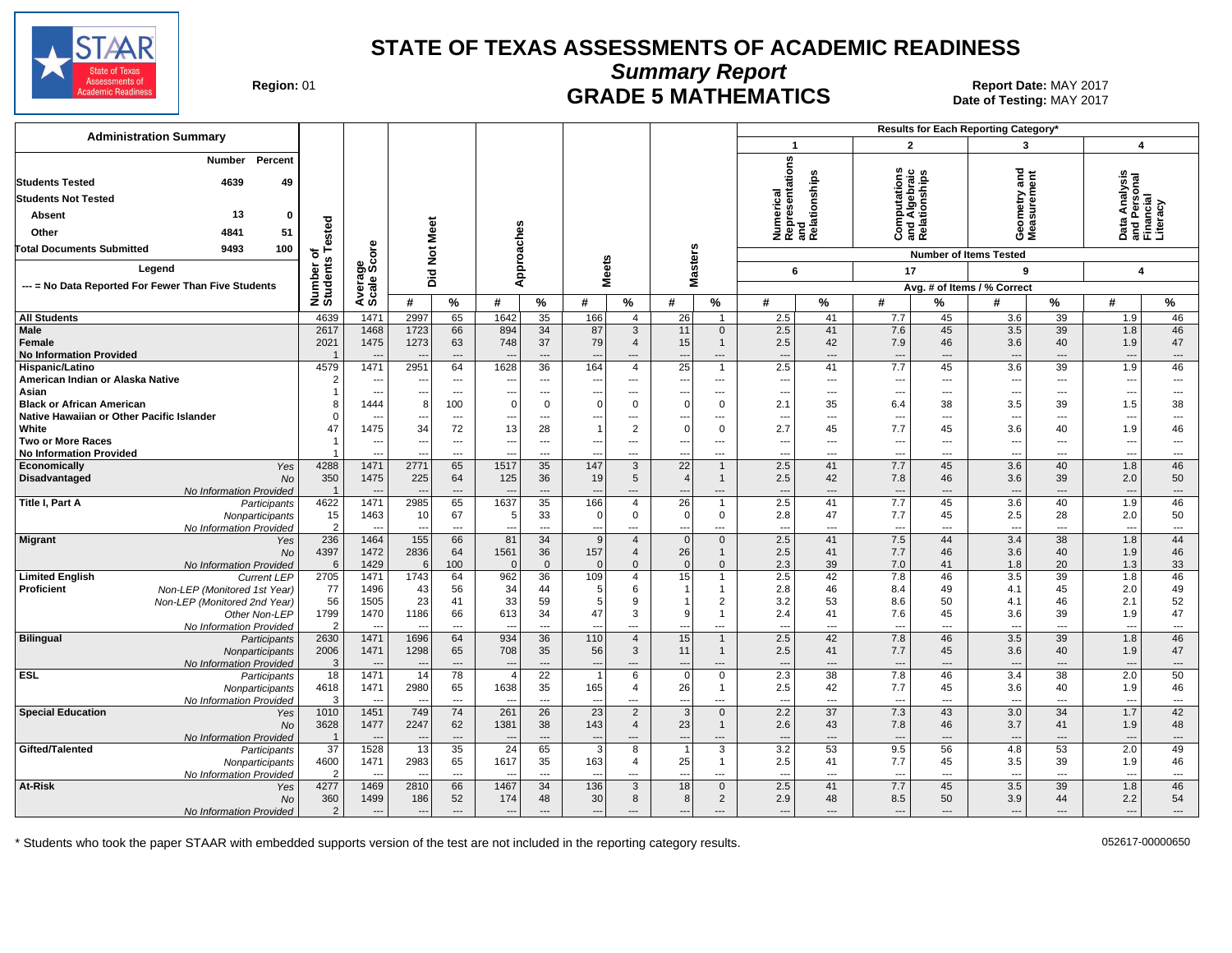# STATE OF TEXAS ASSESSMENTS OF ACADEMIC READINESS

## Summary Report

## GRADE 5 MATHEMATICS

**Region:** 01

**Report Date:** MAY 2017
**Date of Testing:** MAY 2017

| Administration Summary | Number | Percent |
|---|---|---|
| Students Tested | 4639 | 49 |
| Students Not Tested | | |
| Absent | 13 | 0 |
| Other | 4841 | 51 |
| Total Documents Submitted | 9493 | 100 |

Legend

--- = No Data Reported For Fewer Than Five Students

Results for Each Reporting Category*: 1 = Numerical Representations and Relationships (6 items tested); 2 = Computations and Algebraic Relationships (17 items tested); 3 = Geometry and Measurement (9 items tested); 4 = Data Analysis and Personal Financial Literacy (4 items tested). Values are Avg. # of Items / % Correct.

| Group | | Number of Students Tested | Average Scale Score | Did Not Meet # | Did Not Meet % | Approaches # | Approaches % | Meets # | Meets % | Masters # | Masters % | Cat 1 # | Cat 1 % | Cat 2 # | Cat 2 % | Cat 3 # | Cat 3 % | Cat 4 # | Cat 4 % |
|---|---|---|---|---|---|---|---|---|---|---|---|---|---|---|---|---|---|---|---|
| **All Students** | | 4639 | 1471 | 2997 | 65 | 1642 | 35 | 166 | 4 | 26 | 1 | 2.5 | 41 | 7.7 | 45 | 3.6 | 39 | 1.9 | 46 |
| **Male** | | 2617 | 1468 | 1723 | 66 | 894 | 34 | 87 | 3 | 11 | 0 | 2.5 | 41 | 7.6 | 45 | 3.5 | 39 | 1.8 | 46 |
| **Female** | | 2021 | 1475 | 1273 | 63 | 748 | 37 | 79 | 4 | 15 | 1 | 2.5 | 42 | 7.9 | 46 | 3.6 | 40 | 1.9 | 47 |
| **No Information Provided** | | 1 | --- | --- | --- | --- | --- | --- | --- | --- | --- | --- | --- | --- | --- | --- | --- | --- | --- |
| **Hispanic/Latino** | | 4579 | 1471 | 2951 | 64 | 1628 | 36 | 164 | 4 | 25 | 1 | 2.5 | 41 | 7.7 | 45 | 3.6 | 39 | 1.9 | 46 |
| **American Indian or Alaska Native** | | 2 | --- | --- | --- | --- | --- | --- | --- | --- | --- | --- | --- | --- | --- | --- | --- | --- | --- |
| **Asian** | | 1 | --- | --- | --- | --- | --- | --- | --- | --- | --- | --- | --- | --- | --- | --- | --- | --- | --- |
| **Black or African American** | | 8 | 1444 | 8 | 100 | 0 | 0 | 0 | 0 | 0 | 0 | 2.1 | 35 | 6.4 | 38 | 3.5 | 39 | 1.5 | 38 |
| **Native Hawaiian or Other Pacific Islander** | | 0 | --- | --- | --- | --- | --- | --- | --- | --- | --- | --- | --- | --- | --- | --- | --- | --- | --- |
| **White** | | 47 | 1475 | 34 | 72 | 13 | 28 | 1 | 2 | 0 | 0 | 2.7 | 45 | 7.7 | 45 | 3.6 | 40 | 1.9 | 46 |
| **Two or More Races** | | 1 | --- | --- | --- | --- | --- | --- | --- | --- | --- | --- | --- | --- | --- | --- | --- | --- | --- |
| **No Information Provided** | | 1 | --- | --- | --- | --- | --- | --- | --- | --- | --- | --- | --- | --- | --- | --- | --- | --- | --- |
| **Economically Disadvantaged** | *Yes* | 4288 | 1471 | 2771 | 65 | 1517 | 35 | 147 | 3 | 22 | 1 | 2.5 | 41 | 7.7 | 45 | 3.6 | 40 | 1.8 | 46 |
| | *No* | 350 | 1475 | 225 | 64 | 125 | 36 | 19 | 5 | 4 | 1 | 2.5 | 42 | 7.8 | 46 | 3.6 | 39 | 2.0 | 50 |
| | *No Information Provided* | 1 | --- | --- | --- | --- | --- | --- | --- | --- | --- | --- | --- | --- | --- | --- | --- | --- | --- |
| **Title I, Part A** | *Participants* | 4622 | 1471 | 2985 | 65 | 1637 | 35 | 166 | 4 | 26 | 1 | 2.5 | 41 | 7.7 | 45 | 3.6 | 40 | 1.9 | 46 |
| | *Nonparticipants* | 15 | 1463 | 10 | 67 | 5 | 33 | 0 | 0 | 0 | 0 | 2.8 | 47 | 7.7 | 45 | 2.5 | 28 | 2.0 | 50 |
| | *No Information Provided* | 2 | --- | --- | --- | --- | --- | --- | --- | --- | --- | --- | --- | --- | --- | --- | --- | --- | --- |
| **Migrant** | *Yes* | 236 | 1464 | 155 | 66 | 81 | 34 | 9 | 4 | 0 | 0 | 2.5 | 41 | 7.5 | 44 | 3.4 | 38 | 1.8 | 44 |
| | *No* | 4397 | 1472 | 2836 | 64 | 1561 | 36 | 157 | 4 | 26 | 1 | 2.5 | 41 | 7.7 | 46 | 3.6 | 40 | 1.9 | 46 |
| | *No Information Provided* | 6 | 1429 | 6 | 100 | 0 | 0 | 0 | 0 | 0 | 0 | 2.3 | 39 | 7.0 | 41 | 1.8 | 20 | 1.3 | 33 |
| **Limited English Proficient** | *Current LEP* | 2705 | 1471 | 1743 | 64 | 962 | 36 | 109 | 4 | 15 | 1 | 2.5 | 42 | 7.8 | 46 | 3.5 | 39 | 1.8 | 46 |
| | *Non-LEP (Monitored 1st Year)* | 77 | 1496 | 43 | 56 | 34 | 44 | 5 | 6 | 1 | 1 | 2.8 | 46 | 8.4 | 49 | 4.1 | 45 | 2.0 | 49 |
| | *Non-LEP (Monitored 2nd Year)* | 56 | 1505 | 23 | 41 | 33 | 59 | 5 | 9 | 1 | 2 | 3.2 | 53 | 8.6 | 50 | 4.1 | 46 | 2.1 | 52 |
| | *Other Non-LEP* | 1799 | 1470 | 1186 | 66 | 613 | 34 | 47 | 3 | 9 | 1 | 2.4 | 41 | 7.6 | 45 | 3.6 | 39 | 1.9 | 47 |
| | *No Information Provided* | 2 | --- | --- | --- | --- | --- | --- | --- | --- | --- | --- | --- | --- | --- | --- | --- | --- | --- |
| **Bilingual** | *Participants* | 2630 | 1471 | 1696 | 64 | 934 | 36 | 110 | 4 | 15 | 1 | 2.5 | 42 | 7.8 | 46 | 3.5 | 39 | 1.8 | 46 |
| | *Nonparticipants* | 2006 | 1471 | 1298 | 65 | 708 | 35 | 56 | 3 | 11 | 1 | 2.5 | 41 | 7.7 | 45 | 3.6 | 40 | 1.9 | 47 |
| | *No Information Provided* | 3 | --- | --- | --- | --- | --- | --- | --- | --- | --- | --- | --- | --- | --- | --- | --- | --- | --- |
| **ESL** | *Participants* | 18 | 1471 | 14 | 78 | 4 | 22 | 1 | 6 | 0 | 0 | 2.3 | 38 | 7.8 | 46 | 3.4 | 38 | 2.0 | 50 |
| | *Nonparticipants* | 4618 | 1471 | 2980 | 65 | 1638 | 35 | 165 | 4 | 26 | 1 | 2.5 | 42 | 7.7 | 45 | 3.6 | 40 | 1.9 | 46 |
| | *No Information Provided* | 3 | --- | --- | --- | --- | --- | --- | --- | --- | --- | --- | --- | --- | --- | --- | --- | --- | --- |
| **Special Education** | *Yes* | 1010 | 1451 | 749 | 74 | 261 | 26 | 23 | 2 | 3 | 0 | 2.2 | 37 | 7.3 | 43 | 3.0 | 34 | 1.7 | 42 |
| | *No* | 3628 | 1477 | 2247 | 62 | 1381 | 38 | 143 | 4 | 23 | 1 | 2.6 | 43 | 7.8 | 46 | 3.7 | 41 | 1.9 | 48 |
| | *No Information Provided* | 1 | --- | --- | --- | --- | --- | --- | --- | --- | --- | --- | --- | --- | --- | --- | --- | --- | --- |
| **Gifted/Talented** | *Participants* | 37 | 1528 | 13 | 35 | 24 | 65 | 3 | 8 | 1 | 3 | 3.2 | 53 | 9.5 | 56 | 4.8 | 53 | 2.0 | 49 |
| | *Nonparticipants* | 4600 | 1471 | 2983 | 65 | 1617 | 35 | 163 | 4 | 25 | 1 | 2.5 | 41 | 7.7 | 45 | 3.5 | 39 | 1.9 | 46 |
| | *No Information Provided* | 2 | --- | --- | --- | --- | --- | --- | --- | --- | --- | --- | --- | --- | --- | --- | --- | --- | --- |
| **At-Risk** | *Yes* | 4277 | 1469 | 2810 | 66 | 1467 | 34 | 136 | 3 | 18 | 0 | 2.5 | 41 | 7.7 | 45 | 3.5 | 39 | 1.8 | 46 |
| | *No* | 360 | 1499 | 186 | 52 | 174 | 48 | 30 | 8 | 8 | 2 | 2.9 | 48 | 8.5 | 50 | 3.9 | 44 | 2.2 | 54 |
| | *No Information Provided* | 2 | --- | --- | --- | --- | --- | --- | --- | --- | --- | --- | --- | --- | --- | --- | --- | --- | --- |

\* Students who took the paper STAAR with embedded supports version of the test are not included in the reporting category results.

052617-00000650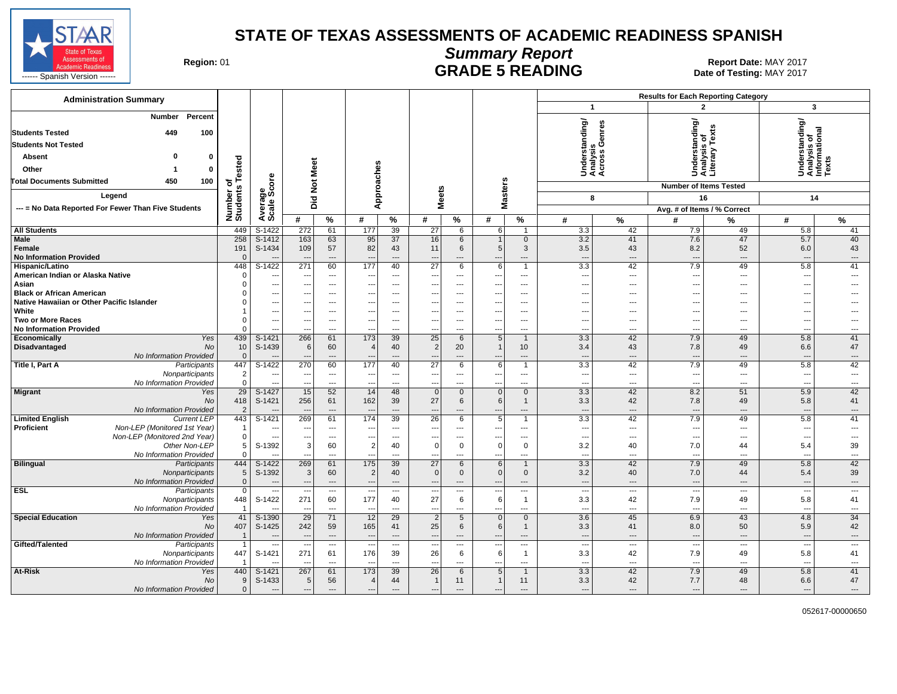# STATE OF TEXAS ASSESSMENTS OF ACADEMIC READINESS SPANISH

## Summary Report

## GRADE 5 READING

STAAR State of Texas Assessments of Academic Readiness ------ Spanish Version ------

**Region:** 01

**Report Date:** MAY 2017
**Date of Testing:** MAY 2017

| Administration Summary | Number | Percent |
|---|---|---|
| Students Tested | 449 | 100 |
| Students Not Tested | | |
| Absent | 0 | 0 |
| Other | 1 | 0 |
| Total Documents Submitted | 450 | 100 |

Legend

--- = No Data Reported For Fewer Than Five Students

Results for Each Reporting Category: 1 = Understanding/Analysis Across Genres (Number of Items Tested: 8); 2 = Understanding/Analysis of Literary Texts (Number of Items Tested: 16); 3 = Understanding/Analysis of Informational Texts (Number of Items Tested: 14). Avg. # of Items / % Correct.

| Group | | Number of Students Tested | Average Scale Score | Did Not Meet # | Did Not Meet % | Approaches # | Approaches % | Meets # | Meets % | Masters # | Masters % | Cat 1 # | Cat 1 % | Cat 2 # | Cat 2 % | Cat 3 # | Cat 3 % |
|---|---|---|---|---|---|---|---|---|---|---|---|---|---|---|---|---|---|
| All Students | | 449 | S-1422 | 272 | 61 | 177 | 39 | 27 | 6 | 6 | 1 | 3.3 | 42 | 7.9 | 49 | 5.8 | 41 |
| Male | | 258 | S-1412 | 163 | 63 | 95 | 37 | 16 | 6 | 1 | 0 | 3.2 | 41 | 7.6 | 47 | 5.7 | 40 |
| Female | | 191 | S-1434 | 109 | 57 | 82 | 43 | 11 | 6 | 5 | 3 | 3.5 | 43 | 8.2 | 52 | 6.0 | 43 |
| No Information Provided | | 0 | --- | --- | --- | --- | --- | --- | --- | --- | --- | --- | --- | --- | --- | --- | --- |
| Hispanic/Latino | | 448 | S-1422 | 271 | 60 | 177 | 40 | 27 | 6 | 6 | 1 | 3.3 | 42 | 7.9 | 49 | 5.8 | 41 |
| American Indian or Alaska Native | | 0 | --- | --- | --- | --- | --- | --- | --- | --- | --- | --- | --- | --- | --- | --- | --- |
| Asian | | 0 | --- | --- | --- | --- | --- | --- | --- | --- | --- | --- | --- | --- | --- | --- | --- |
| Black or African American | | 0 | --- | --- | --- | --- | --- | --- | --- | --- | --- | --- | --- | --- | --- | --- | --- |
| Native Hawaiian or Other Pacific Islander | | 0 | --- | --- | --- | --- | --- | --- | --- | --- | --- | --- | --- | --- | --- | --- | --- |
| White | | 1 | --- | --- | --- | --- | --- | --- | --- | --- | --- | --- | --- | --- | --- | --- | --- |
| Two or More Races | | 0 | --- | --- | --- | --- | --- | --- | --- | --- | --- | --- | --- | --- | --- | --- | --- |
| No Information Provided | | 0 | --- | --- | --- | --- | --- | --- | --- | --- | --- | --- | --- | --- | --- | --- | --- |
| Economically Disadvantaged | Yes | 439 | S-1421 | 266 | 61 | 173 | 39 | 25 | 6 | 5 | 1 | 3.3 | 42 | 7.9 | 49 | 5.8 | 41 |
| | No | 10 | S-1439 | 6 | 60 | 4 | 40 | 2 | 20 | 1 | 10 | 3.4 | 43 | 7.8 | 49 | 6.6 | 47 |
| | No Information Provided | 0 | --- | --- | --- | --- | --- | --- | --- | --- | --- | --- | --- | --- | --- | --- | --- |
| Title I, Part A | Participants | 447 | S-1422 | 270 | 60 | 177 | 40 | 27 | 6 | 6 | 1 | 3.3 | 42 | 7.9 | 49 | 5.8 | 42 |
| | Nonparticipants | 2 | --- | --- | --- | --- | --- | --- | --- | --- | --- | --- | --- | --- | --- | --- | --- |
| | No Information Provided | 0 | --- | --- | --- | --- | --- | --- | --- | --- | --- | --- | --- | --- | --- | --- | --- |
| Migrant | Yes | 29 | S-1427 | 15 | 52 | 14 | 48 | 0 | 0 | 0 | 0 | 3.3 | 42 | 8.2 | 51 | 5.9 | 42 |
| | No | 418 | S-1421 | 256 | 61 | 162 | 39 | 27 | 6 | 6 | 1 | 3.3 | 42 | 7.8 | 49 | 5.8 | 41 |
| | No Information Provided | 2 | --- | --- | --- | --- | --- | --- | --- | --- | --- | --- | --- | --- | --- | --- | --- |
| Limited English Proficient | Current LEP | 443 | S-1421 | 269 | 61 | 174 | 39 | 26 | 6 | 5 | 1 | 3.3 | 42 | 7.9 | 49 | 5.8 | 41 |
| | Non-LEP (Monitored 1st Year) | 1 | --- | --- | --- | --- | --- | --- | --- | --- | --- | --- | --- | --- | --- | --- | --- |
| | Non-LEP (Monitored 2nd Year) | 0 | --- | --- | --- | --- | --- | --- | --- | --- | --- | --- | --- | --- | --- | --- | --- |
| | Other Non-LEP | 5 | S-1392 | 3 | 60 | 2 | 40 | 0 | 0 | 0 | 0 | 3.2 | 40 | 7.0 | 44 | 5.4 | 39 |
| | No Information Provided | 0 | --- | --- | --- | --- | --- | --- | --- | --- | --- | --- | --- | --- | --- | --- | --- |
| Bilingual | Participants | 444 | S-1422 | 269 | 61 | 175 | 39 | 27 | 6 | 6 | 1 | 3.3 | 42 | 7.9 | 49 | 5.8 | 42 |
| | Nonparticipants | 5 | S-1392 | 3 | 60 | 2 | 40 | 0 | 0 | 0 | 0 | 3.2 | 40 | 7.0 | 44 | 5.4 | 39 |
| | No Information Provided | 0 | --- | --- | --- | --- | --- | --- | --- | --- | --- | --- | --- | --- | --- | --- | --- |
| ESL | Participants | 0 | --- | --- | --- | --- | --- | --- | --- | --- | --- | --- | --- | --- | --- | --- | --- |
| | Nonparticipants | 448 | S-1422 | 271 | 60 | 177 | 40 | 27 | 6 | 6 | 1 | 3.3 | 42 | 7.9 | 49 | 5.8 | 41 |
| | No Information Provided | 1 | --- | --- | --- | --- | --- | --- | --- | --- | --- | --- | --- | --- | --- | --- | --- |
| Special Education | Yes | 41 | S-1390 | 29 | 71 | 12 | 29 | 2 | 5 | 0 | 0 | 3.6 | 45 | 6.9 | 43 | 4.8 | 34 |
| | No | 407 | S-1425 | 242 | 59 | 165 | 41 | 25 | 6 | 6 | 1 | 3.3 | 41 | 8.0 | 50 | 5.9 | 42 |
| | No Information Provided | 1 | --- | --- | --- | --- | --- | --- | --- | --- | --- | --- | --- | --- | --- | --- | --- |
| Gifted/Talented | Participants | 1 | --- | --- | --- | --- | --- | --- | --- | --- | --- | --- | --- | --- | --- | --- | --- |
| | Nonparticipants | 447 | S-1421 | 271 | 61 | 176 | 39 | 26 | 6 | 6 | 1 | 3.3 | 42 | 7.9 | 49 | 5.8 | 41 |
| | No Information Provided | 1 | --- | --- | --- | --- | --- | --- | --- | --- | --- | --- | --- | --- | --- | --- | --- |
| At-Risk | Yes | 440 | S-1421 | 267 | 61 | 173 | 39 | 26 | 6 | 5 | 1 | 3.3 | 42 | 7.9 | 49 | 5.8 | 41 |
| | No | 9 | S-1433 | 5 | 56 | 4 | 44 | 1 | 11 | 1 | 11 | 3.3 | 42 | 7.7 | 48 | 6.6 | 47 |
| | No Information Provided | 0 | --- | --- | --- | --- | --- | --- | --- | --- | --- | --- | --- | --- | --- | --- | --- |

052617-00000650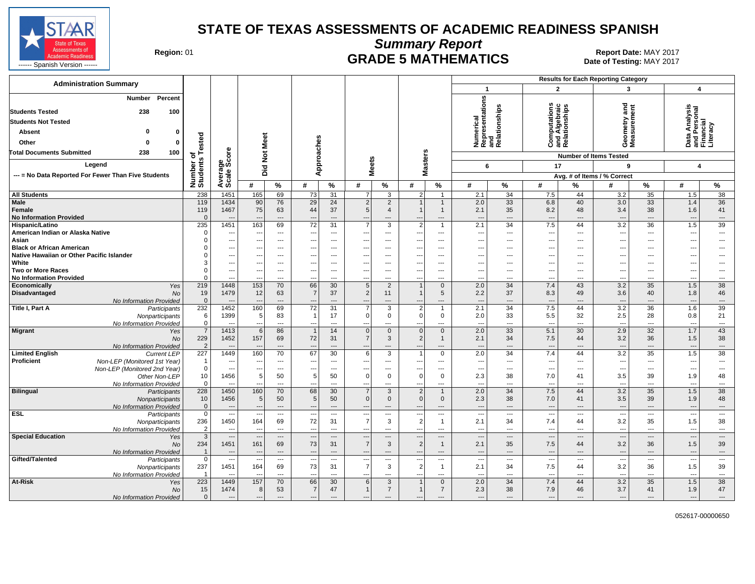# STATE OF TEXAS ASSESSMENTS OF ACADEMIC READINESS SPANISH

## Summary Report

## GRADE 5 MATHEMATICS

**Region:** 01

**Report Date:** MAY 2017
**Date of Testing:** MAY 2017

STAAR State of Texas Assessments of Academic Readiness ------ Spanish Version ------

| Administration Summary | Number | Percent |
|---|---|---|
| Students Tested | 238 | 100 |
| Students Not Tested | | |
| Absent | 0 | 0 |
| Other | 0 | 0 |
| Total Documents Submitted | 238 | 100 |

Legend

--- = No Data Reported For Fewer Than Five Students

Results for Each Reporting Category:
- 1: Numerical Representations and Relationships — Number of Items Tested: 6
- 2: Computations and Algebraic Relationships — Number of Items Tested: 17
- 3: Geometry and Measurement — Number of Items Tested: 9
- 4: Data Analysis and Personal Financial Literacy — Number of Items Tested: 4

Avg. # of Items / % Correct

| Group | | Number of Students Tested | Average Scale Score | Did Not Meet # | Did Not Meet % | Approaches # | Approaches % | Meets # | Meets % | Masters # | Masters % | Cat 1 # | Cat 1 % | Cat 2 # | Cat 2 % | Cat 3 # | Cat 3 % | Cat 4 # | Cat 4 % |
|---|---|---|---|---|---|---|---|---|---|---|---|---|---|---|---|---|---|---|---|
| All Students | | 238 | 1451 | 165 | 69 | 73 | 31 | 7 | 3 | 2 | 1 | 2.1 | 34 | 7.5 | 44 | 3.2 | 35 | 1.5 | 38 |
| Male | | 119 | 1434 | 90 | 76 | 29 | 24 | 2 | 2 | 1 | 1 | 2.0 | 33 | 6.8 | 40 | 3.0 | 33 | 1.4 | 36 |
| Female | | 119 | 1467 | 75 | 63 | 44 | 37 | 5 | 4 | 1 | 1 | 2.1 | 35 | 8.2 | 48 | 3.4 | 38 | 1.6 | 41 |
| No Information Provided | | 0 | --- | --- | --- | --- | --- | --- | --- | --- | --- | --- | --- | --- | --- | --- | --- | --- | --- |
| Hispanic/Latino | | 235 | 1451 | 163 | 69 | 72 | 31 | 7 | 3 | 2 | 1 | 2.1 | 34 | 7.5 | 44 | 3.2 | 36 | 1.5 | 39 |
| American Indian or Alaska Native | | 0 | --- | --- | --- | --- | --- | --- | --- | --- | --- | --- | --- | --- | --- | --- | --- | --- | --- |
| Asian | | 0 | --- | --- | --- | --- | --- | --- | --- | --- | --- | --- | --- | --- | --- | --- | --- | --- | --- |
| Black or African American | | 0 | --- | --- | --- | --- | --- | --- | --- | --- | --- | --- | --- | --- | --- | --- | --- | --- | --- |
| Native Hawaiian or Other Pacific Islander | | 0 | --- | --- | --- | --- | --- | --- | --- | --- | --- | --- | --- | --- | --- | --- | --- | --- | --- |
| White | | 3 | --- | --- | --- | --- | --- | --- | --- | --- | --- | --- | --- | --- | --- | --- | --- | --- | --- |
| Two or More Races | | 0 | --- | --- | --- | --- | --- | --- | --- | --- | --- | --- | --- | --- | --- | --- | --- | --- | --- |
| No Information Provided | | 0 | --- | --- | --- | --- | --- | --- | --- | --- | --- | --- | --- | --- | --- | --- | --- | --- | --- |
| Economically Disadvantaged | Yes | 219 | 1448 | 153 | 70 | 66 | 30 | 5 | 2 | 1 | 0 | 2.0 | 34 | 7.4 | 43 | 3.2 | 35 | 1.5 | 38 |
| | No | 19 | 1479 | 12 | 63 | 7 | 37 | 2 | 11 | 1 | 5 | 2.2 | 37 | 8.3 | 49 | 3.6 | 40 | 1.8 | 46 |
| | No Information Provided | 0 | --- | --- | --- | --- | --- | --- | --- | --- | --- | --- | --- | --- | --- | --- | --- | --- | --- |
| Title I, Part A | Participants | 232 | 1452 | 160 | 69 | 72 | 31 | 7 | 3 | 2 | 1 | 2.1 | 34 | 7.5 | 44 | 3.2 | 36 | 1.6 | 39 |
| | Nonparticipants | 6 | 1399 | 5 | 83 | 1 | 17 | 0 | 0 | 0 | 0 | 2.0 | 33 | 5.5 | 32 | 2.5 | 28 | 0.8 | 21 |
| | No Information Provided | 0 | --- | --- | --- | --- | --- | --- | --- | --- | --- | --- | --- | --- | --- | --- | --- | --- | --- |
| Migrant | Yes | 7 | 1413 | 6 | 86 | 1 | 14 | 0 | 0 | 0 | 0 | 2.0 | 33 | 5.1 | 30 | 2.9 | 32 | 1.7 | 43 |
| | No | 229 | 1452 | 157 | 69 | 72 | 31 | 7 | 3 | 2 | 1 | 2.1 | 34 | 7.5 | 44 | 3.2 | 36 | 1.5 | 38 |
| | No Information Provided | 2 | --- | --- | --- | --- | --- | --- | --- | --- | --- | --- | --- | --- | --- | --- | --- | --- | --- |
| Limited English Proficient | Current LEP | 227 | 1449 | 160 | 70 | 67 | 30 | 6 | 3 | 1 | 0 | 2.0 | 34 | 7.4 | 44 | 3.2 | 35 | 1.5 | 38 |
| | Non-LEP (Monitored 1st Year) | 1 | --- | --- | --- | --- | --- | --- | --- | --- | --- | --- | --- | --- | --- | --- | --- | --- | --- |
| | Non-LEP (Monitored 2nd Year) | 0 | --- | --- | --- | --- | --- | --- | --- | --- | --- | --- | --- | --- | --- | --- | --- | --- | --- |
| | Other Non-LEP | 10 | 1456 | 5 | 50 | 5 | 50 | 0 | 0 | 0 | 0 | 2.3 | 38 | 7.0 | 41 | 3.5 | 39 | 1.9 | 48 |
| | No Information Provided | 0 | --- | --- | --- | --- | --- | --- | --- | --- | --- | --- | --- | --- | --- | --- | --- | --- | --- |
| Bilingual | Participants | 228 | 1450 | 160 | 70 | 68 | 30 | 7 | 3 | 2 | 1 | 2.0 | 34 | 7.5 | 44 | 3.2 | 35 | 1.5 | 38 |
| | Nonparticipants | 10 | 1456 | 5 | 50 | 5 | 50 | 0 | 0 | 0 | 0 | 2.3 | 38 | 7.0 | 41 | 3.5 | 39 | 1.9 | 48 |
| | No Information Provided | 0 | --- | --- | --- | --- | --- | --- | --- | --- | --- | --- | --- | --- | --- | --- | --- | --- | --- |
| ESL | Participants | 0 | --- | --- | --- | --- | --- | --- | --- | --- | --- | --- | --- | --- | --- | --- | --- | --- | --- |
| | Nonparticipants | 236 | 1450 | 164 | 69 | 72 | 31 | 7 | 3 | 2 | 1 | 2.1 | 34 | 7.4 | 44 | 3.2 | 35 | 1.5 | 38 |
| | No Information Provided | 2 | --- | --- | --- | --- | --- | --- | --- | --- | --- | --- | --- | --- | --- | --- | --- | --- | --- |
| Special Education | Yes | 3 | --- | --- | --- | --- | --- | --- | --- | --- | --- | --- | --- | --- | --- | --- | --- | --- | --- |
| | No | 234 | 1451 | 161 | 69 | 73 | 31 | 7 | 3 | 2 | 1 | 2.1 | 35 | 7.5 | 44 | 3.2 | 36 | 1.5 | 39 |
| | No Information Provided | 1 | --- | --- | --- | --- | --- | --- | --- | --- | --- | --- | --- | --- | --- | --- | --- | --- | --- |
| Gifted/Talented | Participants | 0 | --- | --- | --- | --- | --- | --- | --- | --- | --- | --- | --- | --- | --- | --- | --- | --- | --- |
| | Nonparticipants | 237 | 1451 | 164 | 69 | 73 | 31 | 7 | 3 | 2 | 1 | 2.1 | 34 | 7.5 | 44 | 3.2 | 36 | 1.5 | 39 |
| | No Information Provided | 1 | --- | --- | --- | --- | --- | --- | --- | --- | --- | --- | --- | --- | --- | --- | --- | --- | --- |
| At-Risk | Yes | 223 | 1449 | 157 | 70 | 66 | 30 | 6 | 3 | 1 | 0 | 2.0 | 34 | 7.4 | 44 | 3.2 | 35 | 1.5 | 38 |
| | No | 15 | 1474 | 8 | 53 | 7 | 47 | 1 | 7 | 1 | 7 | 2.3 | 38 | 7.9 | 46 | 3.7 | 41 | 1.9 | 47 |
| | No Information Provided | 0 | --- | --- | --- | --- | --- | --- | --- | --- | --- | --- | --- | --- | --- | --- | --- | --- | --- |

052617-00000650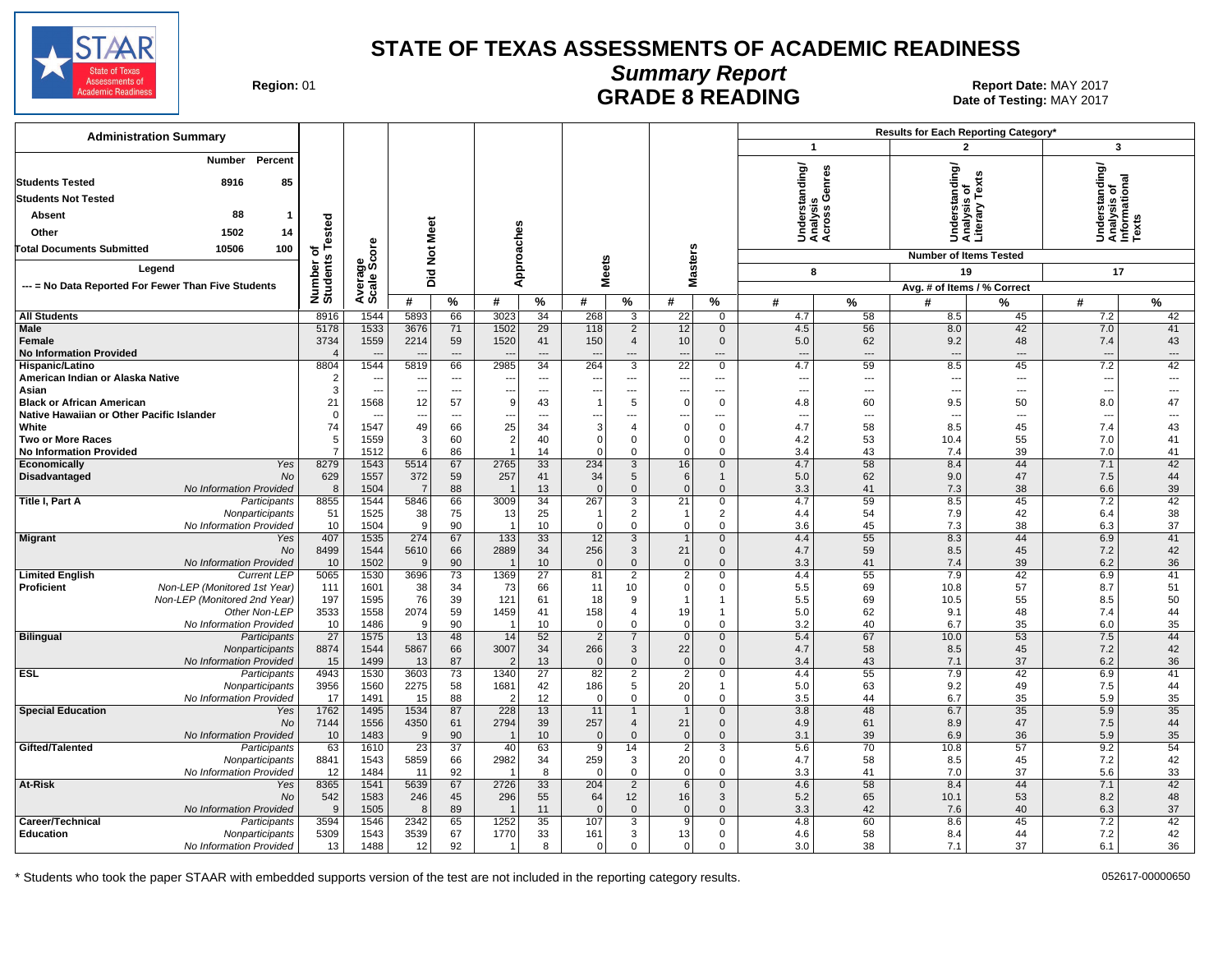# STATE OF TEXAS ASSESSMENTS OF ACADEMIC READINESS

## Summary Report

## GRADE 8 READING

**Region:** 01

**Report Date:** MAY 2017
**Date of Testing:** MAY 2017

**Administration Summary**

| | Number | Percent |
|---|---|---|
| Students Tested | 8916 | 85 |
| Students Not Tested | | |
| Absent | 88 | 1 |
| Other | 1502 | 14 |
| Total Documents Submitted | 10506 | 100 |

Legend

--- = No Data Reported For Fewer Than Five Students

| | | Number of Students Tested | Average Scale Score | Did Not Meet | | Approaches | | Meets | | Masters | | 1: Understanding/Analysis Across Genres (8 items) | | 2: Understanding/Analysis of Literary Texts (19 items) | | 3: Understanding/Analysis of Informational Texts (17 items) | |
|---|---|---|---|---|---|---|---|---|---|---|---|---|---|---|---|---|---|
| | | | | # | % | # | % | # | % | # | % | # | % | # | % | # | % |
| All Students | | 8916 | 1544 | 5893 | 66 | 3023 | 34 | 268 | 3 | 22 | 0 | 4.7 | 58 | 8.5 | 45 | 7.2 | 42 |
| Male | | 5178 | 1533 | 3676 | 71 | 1502 | 29 | 118 | 2 | 12 | 0 | 4.5 | 56 | 8.0 | 42 | 7.0 | 41 |
| Female | | 3734 | 1559 | 2214 | 59 | 1520 | 41 | 150 | 4 | 10 | 0 | 5.0 | 62 | 9.2 | 48 | 7.4 | 43 |
| No Information Provided | | 4 | --- | --- | --- | --- | --- | --- | --- | --- | --- | --- | --- | --- | --- | --- | --- |
| Hispanic/Latino | | 8804 | 1544 | 5819 | 66 | 2985 | 34 | 264 | 3 | 22 | 0 | 4.7 | 59 | 8.5 | 45 | 7.2 | 42 |
| American Indian or Alaska Native | | 2 | --- | --- | --- | --- | --- | --- | --- | --- | --- | --- | --- | --- | --- | --- | --- |
| Asian | | 3 | --- | --- | --- | --- | --- | --- | --- | --- | --- | --- | --- | --- | --- | --- | --- |
| Black or African American | | 21 | 1568 | 12 | 57 | 9 | 43 | 1 | 5 | 0 | 0 | 4.8 | 60 | 9.5 | 50 | 8.0 | 47 |
| Native Hawaiian or Other Pacific Islander | | 0 | --- | --- | --- | --- | --- | --- | --- | --- | --- | --- | --- | --- | --- | --- | --- |
| White | | 74 | 1547 | 49 | 66 | 25 | 34 | 3 | 4 | 0 | 0 | 4.7 | 58 | 8.5 | 45 | 7.4 | 43 |
| Two or More Races | | 5 | 1559 | 3 | 60 | 2 | 40 | 0 | 0 | 0 | 0 | 4.2 | 53 | 10.4 | 55 | 7.0 | 41 |
| No Information Provided | | 7 | 1512 | 6 | 86 | 1 | 14 | 0 | 0 | 0 | 0 | 3.4 | 43 | 7.4 | 39 | 7.0 | 41 |
| Economically Disadvantaged | Yes | 8279 | 1543 | 5514 | 67 | 2765 | 33 | 234 | 3 | 16 | 0 | 4.7 | 58 | 8.4 | 44 | 7.1 | 42 |
| | No | 629 | 1557 | 372 | 59 | 257 | 41 | 34 | 5 | 6 | 1 | 5.0 | 62 | 9.0 | 47 | 7.5 | 44 |
| | No Information Provided | 8 | 1504 | 7 | 88 | 1 | 13 | 0 | 0 | 0 | 0 | 3.3 | 41 | 7.3 | 38 | 6.6 | 39 |
| Title I, Part A | Participants | 8855 | 1544 | 5846 | 66 | 3009 | 34 | 267 | 3 | 21 | 0 | 4.7 | 59 | 8.5 | 45 | 7.2 | 42 |
| | Nonparticipants | 51 | 1525 | 38 | 75 | 13 | 25 | 1 | 2 | 1 | 2 | 4.4 | 54 | 7.9 | 42 | 6.4 | 38 |
| | No Information Provided | 10 | 1504 | 9 | 90 | 1 | 10 | 0 | 0 | 0 | 0 | 3.6 | 45 | 7.3 | 38 | 6.3 | 37 |
| Migrant | Yes | 407 | 1535 | 274 | 67 | 133 | 33 | 12 | 3 | 1 | 0 | 4.4 | 55 | 8.3 | 44 | 6.9 | 41 |
| | No | 8499 | 1544 | 5610 | 66 | 2889 | 34 | 256 | 3 | 21 | 0 | 4.7 | 59 | 8.5 | 45 | 7.2 | 42 |
| | No Information Provided | 10 | 1502 | 9 | 90 | 1 | 10 | 0 | 0 | 0 | 0 | 3.3 | 41 | 7.4 | 39 | 6.2 | 36 |
| Limited English Proficient | Current LEP | 5065 | 1530 | 3696 | 73 | 1369 | 27 | 81 | 2 | 2 | 0 | 4.4 | 55 | 7.9 | 42 | 6.9 | 41 |
| | Non-LEP (Monitored 1st Year) | 111 | 1601 | 38 | 34 | 73 | 66 | 11 | 10 | 0 | 0 | 5.5 | 69 | 10.8 | 57 | 8.7 | 51 |
| | Non-LEP (Monitored 2nd Year) | 197 | 1595 | 76 | 39 | 121 | 61 | 18 | 9 | 1 | 1 | 5.5 | 69 | 10.5 | 55 | 8.5 | 50 |
| | Other Non-LEP | 3533 | 1558 | 2074 | 59 | 1459 | 41 | 158 | 4 | 19 | 1 | 5.0 | 62 | 9.1 | 48 | 7.4 | 44 |
| | No Information Provided | 10 | 1486 | 9 | 90 | 1 | 10 | 0 | 0 | 0 | 0 | 3.2 | 40 | 6.7 | 35 | 6.0 | 35 |
| Bilingual | Participants | 27 | 1575 | 13 | 48 | 14 | 52 | 2 | 7 | 0 | 0 | 5.4 | 67 | 10.0 | 53 | 7.5 | 44 |
| | Nonparticipants | 8874 | 1544 | 5867 | 66 | 3007 | 34 | 266 | 3 | 22 | 0 | 4.7 | 58 | 8.5 | 45 | 7.2 | 42 |
| | No Information Provided | 15 | 1499 | 13 | 87 | 2 | 13 | 0 | 0 | 0 | 0 | 3.4 | 43 | 7.1 | 37 | 6.2 | 36 |
| ESL | Participants | 4943 | 1530 | 3603 | 73 | 1340 | 27 | 82 | 2 | 2 | 0 | 4.4 | 55 | 7.9 | 42 | 6.9 | 41 |
| | Nonparticipants | 3956 | 1560 | 2275 | 58 | 1681 | 42 | 186 | 5 | 20 | 1 | 5.0 | 63 | 9.2 | 49 | 7.5 | 44 |
| | No Information Provided | 17 | 1491 | 15 | 88 | 2 | 12 | 0 | 0 | 0 | 0 | 3.5 | 44 | 6.7 | 35 | 5.9 | 35 |
| Special Education | Yes | 1762 | 1495 | 1534 | 87 | 228 | 13 | 11 | 1 | 1 | 0 | 3.8 | 48 | 6.7 | 35 | 5.9 | 35 |
| | No | 7144 | 1556 | 4350 | 61 | 2794 | 39 | 257 | 4 | 21 | 0 | 4.9 | 61 | 8.9 | 47 | 7.5 | 44 |
| | No Information Provided | 10 | 1483 | 9 | 90 | 1 | 10 | 0 | 0 | 0 | 0 | 3.1 | 39 | 6.9 | 36 | 5.9 | 35 |
| Gifted/Talented | Participants | 63 | 1610 | 23 | 37 | 40 | 63 | 9 | 14 | 2 | 3 | 5.6 | 70 | 10.8 | 57 | 9.2 | 54 |
| | Nonparticipants | 8841 | 1543 | 5859 | 66 | 2982 | 34 | 259 | 3 | 20 | 0 | 4.7 | 58 | 8.5 | 45 | 7.2 | 42 |
| | No Information Provided | 12 | 1484 | 11 | 92 | 1 | 8 | 0 | 0 | 0 | 0 | 3.3 | 41 | 7.0 | 37 | 5.6 | 33 |
| At-Risk | Yes | 8365 | 1541 | 5639 | 67 | 2726 | 33 | 204 | 2 | 6 | 0 | 4.6 | 58 | 8.4 | 44 | 7.1 | 42 |
| | No | 542 | 1583 | 246 | 45 | 296 | 55 | 64 | 12 | 16 | 3 | 5.2 | 65 | 10.1 | 53 | 8.2 | 48 |
| | No Information Provided | 9 | 1505 | 8 | 89 | 1 | 11 | 0 | 0 | 0 | 0 | 3.3 | 42 | 7.6 | 40 | 6.3 | 37 |
| Career/Technical Education | Participants | 3594 | 1546 | 2342 | 65 | 1252 | 35 | 107 | 3 | 9 | 0 | 4.8 | 60 | 8.6 | 45 | 7.2 | 42 |
| | Nonparticipants | 5309 | 1543 | 3539 | 67 | 1770 | 33 | 161 | 3 | 13 | 0 | 4.6 | 58 | 8.4 | 44 | 7.2 | 42 |
| | No Information Provided | 13 | 1488 | 12 | 92 | 1 | 8 | 0 | 0 | 0 | 0 | 3.0 | 38 | 7.1 | 37 | 6.1 | 36 |

Results for Each Reporting Category*: Number of Items Tested; Avg. # of Items / % Correct

\* Students who took the paper STAAR with embedded supports version of the test are not included in the reporting category results.

052617-00000650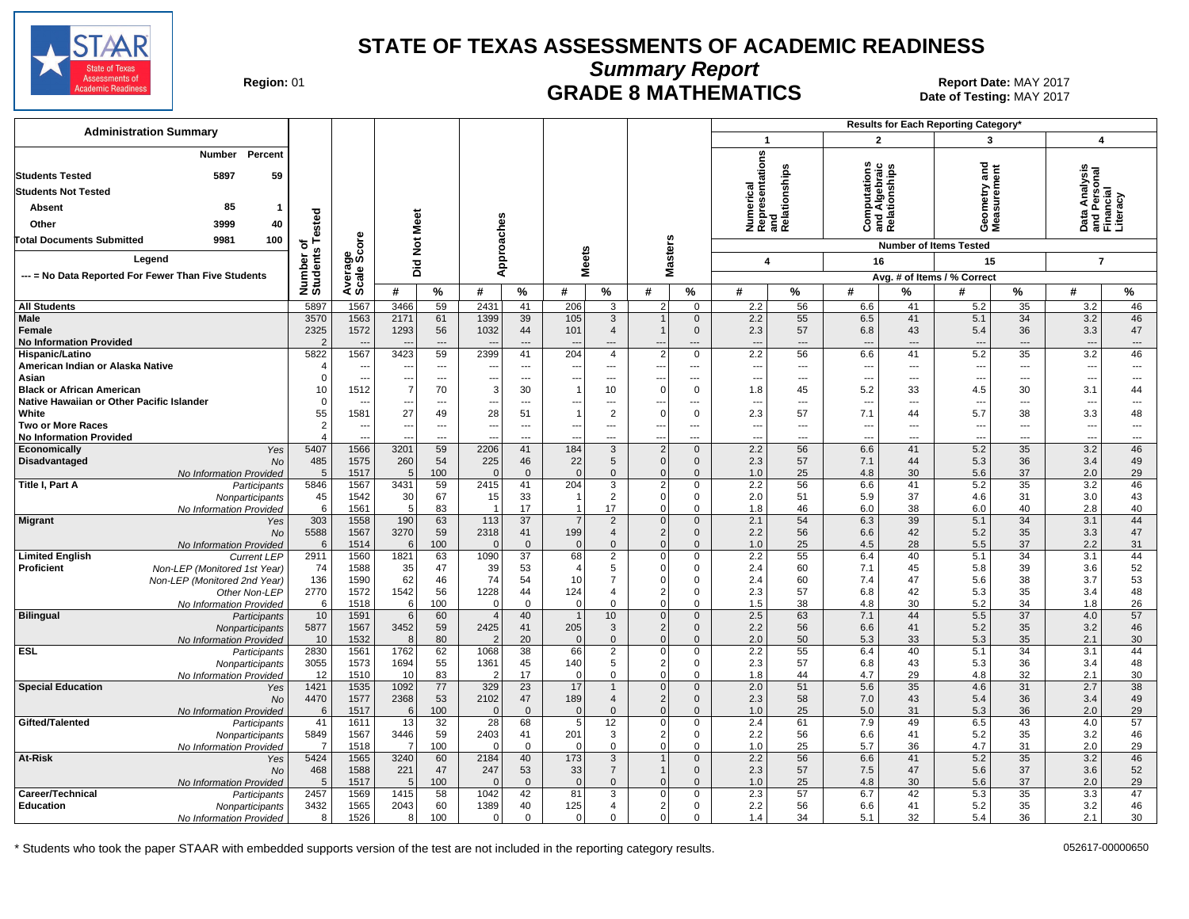# STATE OF TEXAS ASSESSMENTS OF ACADEMIC READINESS

## Summary Report

## GRADE 8 MATHEMATICS

Region: 01

Report Date: MAY 2017
Date of Testing: MAY 2017

**Administration Summary**

| | Number | Percent |
|---|---|---|
| Students Tested | 5897 | 59 |
| Students Not Tested | | |
| Absent | 85 | 1 |
| Other | 3999 | 40 |
| Total Documents Submitted | 9981 | 100 |

Legend
--- = No Data Reported For Fewer Than Five Students

Results for Each Reporting Category*: 1 = Numerical Representations and Relationships (4 items); 2 = Computations and Algebraic Relationships (16 items); 3 = Geometry and Measurement (15 items); 4 = Data Analysis and Personal Financial Literacy (7 items). Avg. # of Items / % Correct.

| Group | | Number of Students Tested | Average Scale Score | Did Not Meet # | Did Not Meet % | Approaches # | Approaches % | Meets # | Meets % | Masters # | Masters % | Cat 1 # | Cat 1 % | Cat 2 # | Cat 2 % | Cat 3 # | Cat 3 % | Cat 4 # | Cat 4 % |
|---|---|---|---|---|---|---|---|---|---|---|---|---|---|---|---|---|---|---|---|
| All Students | | 5897 | 1567 | 3466 | 59 | 2431 | 41 | 206 | 3 | 2 | 0 | 2.2 | 56 | 6.6 | 41 | 5.2 | 35 | 3.2 | 46 |
| Male | | 3570 | 1563 | 2171 | 61 | 1399 | 39 | 105 | 3 | 1 | 0 | 2.2 | 55 | 6.5 | 41 | 5.1 | 34 | 3.2 | 46 |
| Female | | 2325 | 1572 | 1293 | 56 | 1032 | 44 | 101 | 4 | 1 | 0 | 2.3 | 57 | 6.8 | 43 | 5.4 | 36 | 3.3 | 47 |
| No Information Provided | | 2 | --- | --- | --- | --- | --- | --- | --- | --- | --- | --- | --- | --- | --- | --- | --- | --- | --- |
| Hispanic/Latino | | 5822 | 1567 | 3423 | 59 | 2399 | 41 | 204 | 4 | 2 | 0 | 2.2 | 56 | 6.6 | 41 | 5.2 | 35 | 3.2 | 46 |
| American Indian or Alaska Native | | 4 | --- | --- | --- | --- | --- | --- | --- | --- | --- | --- | --- | --- | --- | --- | --- | --- | --- |
| Asian | | 0 | --- | --- | --- | --- | --- | --- | --- | --- | --- | --- | --- | --- | --- | --- | --- | --- | --- |
| Black or African American | | 10 | 1512 | 7 | 70 | 3 | 30 | 1 | 10 | 0 | 0 | 1.8 | 45 | 5.2 | 33 | 4.5 | 30 | 3.1 | 44 |
| Native Hawaiian or Other Pacific Islander | | 0 | --- | --- | --- | --- | --- | --- | --- | --- | --- | --- | --- | --- | --- | --- | --- | --- | --- |
| White | | 55 | 1581 | 27 | 49 | 28 | 51 | 1 | 2 | 0 | 0 | 2.3 | 57 | 7.1 | 44 | 5.7 | 38 | 3.3 | 48 |
| Two or More Races | | 2 | --- | --- | --- | --- | --- | --- | --- | --- | --- | --- | --- | --- | --- | --- | --- | --- | --- |
| No Information Provided | | 4 | --- | --- | --- | --- | --- | --- | --- | --- | --- | --- | --- | --- | --- | --- | --- | --- | --- |
| Economically Disadvantaged | Yes | 5407 | 1566 | 3201 | 59 | 2206 | 41 | 184 | 3 | 2 | 0 | 2.2 | 56 | 6.6 | 41 | 5.2 | 35 | 3.2 | 46 |
| | No | 485 | 1575 | 260 | 54 | 225 | 46 | 22 | 5 | 0 | 0 | 2.3 | 57 | 7.1 | 44 | 5.3 | 36 | 3.4 | 49 |
| | No Information Provided | 5 | 1517 | 5 | 100 | 0 | 0 | 0 | 0 | 0 | 0 | 1.0 | 25 | 4.8 | 30 | 5.6 | 37 | 2.0 | 29 |
| Title I, Part A | Participants | 5846 | 1567 | 3431 | 59 | 2415 | 41 | 204 | 3 | 2 | 0 | 2.2 | 56 | 6.6 | 41 | 5.2 | 35 | 3.2 | 46 |
| | Nonparticipants | 45 | 1542 | 30 | 67 | 15 | 33 | 1 | 2 | 0 | 0 | 2.0 | 51 | 5.9 | 37 | 4.6 | 31 | 3.0 | 43 |
| | No Information Provided | 6 | 1561 | 5 | 83 | 1 | 17 | 1 | 17 | 0 | 0 | 1.8 | 46 | 6.0 | 38 | 6.0 | 40 | 2.8 | 40 |
| Migrant | Yes | 303 | 1558 | 190 | 63 | 113 | 37 | 7 | 2 | 0 | 0 | 2.1 | 54 | 6.3 | 39 | 5.1 | 34 | 3.1 | 44 |
| | No | 5588 | 1567 | 3270 | 59 | 2318 | 41 | 199 | 4 | 2 | 0 | 2.2 | 56 | 6.6 | 42 | 5.2 | 35 | 3.3 | 47 |
| | No Information Provided | 6 | 1514 | 6 | 100 | 0 | 0 | 0 | 0 | 0 | 0 | 1.0 | 25 | 4.5 | 28 | 5.5 | 37 | 2.2 | 31 |
| Limited English Proficient | Current LEP | 2911 | 1560 | 1821 | 63 | 1090 | 37 | 68 | 2 | 0 | 0 | 2.2 | 55 | 6.4 | 40 | 5.1 | 34 | 3.1 | 44 |
| | Non-LEP (Monitored 1st Year) | 74 | 1588 | 35 | 47 | 39 | 53 | 4 | 5 | 0 | 0 | 2.4 | 60 | 7.1 | 45 | 5.8 | 39 | 3.6 | 52 |
| | Non-LEP (Monitored 2nd Year) | 136 | 1590 | 62 | 46 | 74 | 54 | 10 | 7 | 0 | 0 | 2.4 | 60 | 7.4 | 47 | 5.6 | 38 | 3.7 | 53 |
| | Other Non-LEP | 2770 | 1572 | 1542 | 56 | 1228 | 44 | 124 | 4 | 2 | 0 | 2.3 | 57 | 6.8 | 42 | 5.3 | 35 | 3.4 | 48 |
| | No Information Provided | 6 | 1518 | 6 | 100 | 0 | 0 | 0 | 0 | 0 | 0 | 1.5 | 38 | 4.8 | 30 | 5.2 | 34 | 1.8 | 26 |
| Bilingual | Participants | 10 | 1591 | 6 | 60 | 4 | 40 | 1 | 10 | 0 | 0 | 2.5 | 63 | 7.1 | 44 | 5.5 | 37 | 4.0 | 57 |
| | Nonparticipants | 5877 | 1567 | 3452 | 59 | 2425 | 41 | 205 | 3 | 2 | 0 | 2.2 | 56 | 6.6 | 41 | 5.2 | 35 | 3.2 | 46 |
| | No Information Provided | 10 | 1532 | 8 | 80 | 2 | 20 | 0 | 0 | 0 | 0 | 2.0 | 50 | 5.3 | 33 | 5.3 | 35 | 2.1 | 30 |
| ESL | Participants | 2830 | 1561 | 1762 | 62 | 1068 | 38 | 66 | 2 | 0 | 0 | 2.2 | 55 | 6.4 | 40 | 5.1 | 34 | 3.1 | 44 |
| | Nonparticipants | 3055 | 1573 | 1694 | 55 | 1361 | 45 | 140 | 5 | 2 | 0 | 2.3 | 57 | 6.8 | 43 | 5.3 | 36 | 3.4 | 48 |
| | No Information Provided | 12 | 1510 | 10 | 83 | 2 | 17 | 0 | 0 | 0 | 0 | 1.8 | 44 | 4.7 | 29 | 4.8 | 32 | 2.1 | 30 |
| Special Education | Yes | 1421 | 1535 | 1092 | 77 | 329 | 23 | 17 | 1 | 0 | 0 | 2.0 | 51 | 5.6 | 35 | 4.6 | 31 | 2.7 | 38 |
| | No | 4470 | 1577 | 2368 | 53 | 2102 | 47 | 189 | 4 | 2 | 0 | 2.3 | 58 | 7.0 | 43 | 5.4 | 36 | 3.4 | 49 |
| | No Information Provided | 6 | 1517 | 6 | 100 | 0 | 0 | 0 | 0 | 0 | 0 | 1.0 | 25 | 5.0 | 31 | 5.3 | 36 | 2.0 | 29 |
| Gifted/Talented | Participants | 41 | 1611 | 13 | 32 | 28 | 68 | 5 | 12 | 0 | 0 | 2.4 | 61 | 7.9 | 49 | 6.5 | 43 | 4.0 | 57 |
| | Nonparticipants | 5849 | 1567 | 3446 | 59 | 2403 | 41 | 201 | 3 | 2 | 0 | 2.2 | 56 | 6.6 | 41 | 5.2 | 35 | 3.2 | 46 |
| | No Information Provided | 7 | 1518 | 7 | 100 | 0 | 0 | 0 | 0 | 0 | 0 | 1.0 | 25 | 5.7 | 36 | 4.7 | 31 | 2.0 | 29 |
| At-Risk | Yes | 5424 | 1565 | 3240 | 60 | 2184 | 40 | 173 | 3 | 1 | 0 | 2.2 | 56 | 6.6 | 41 | 5.2 | 35 | 3.2 | 46 |
| | No | 468 | 1588 | 221 | 47 | 247 | 53 | 33 | 7 | 1 | 0 | 2.3 | 57 | 7.5 | 47 | 5.6 | 37 | 3.6 | 52 |
| | No Information Provided | 5 | 1517 | 5 | 100 | 0 | 0 | 0 | 0 | 0 | 0 | 1.0 | 25 | 4.8 | 30 | 5.6 | 37 | 2.0 | 29 |
| Career/Technical Education | Participants | 2457 | 1569 | 1415 | 58 | 1042 | 42 | 81 | 3 | 0 | 0 | 2.3 | 57 | 6.7 | 42 | 5.3 | 35 | 3.3 | 47 |
| | Nonparticipants | 3432 | 1565 | 2043 | 60 | 1389 | 40 | 125 | 4 | 2 | 0 | 2.2 | 56 | 6.6 | 41 | 5.2 | 35 | 3.2 | 46 |
| | No Information Provided | 8 | 1526 | 8 | 100 | 0 | 0 | 0 | 0 | 0 | 0 | 1.4 | 34 | 5.1 | 32 | 5.4 | 36 | 2.1 | 30 |

\* Students who took the paper STAAR with embedded supports version of the test are not included in the reporting category results.

052617-00000650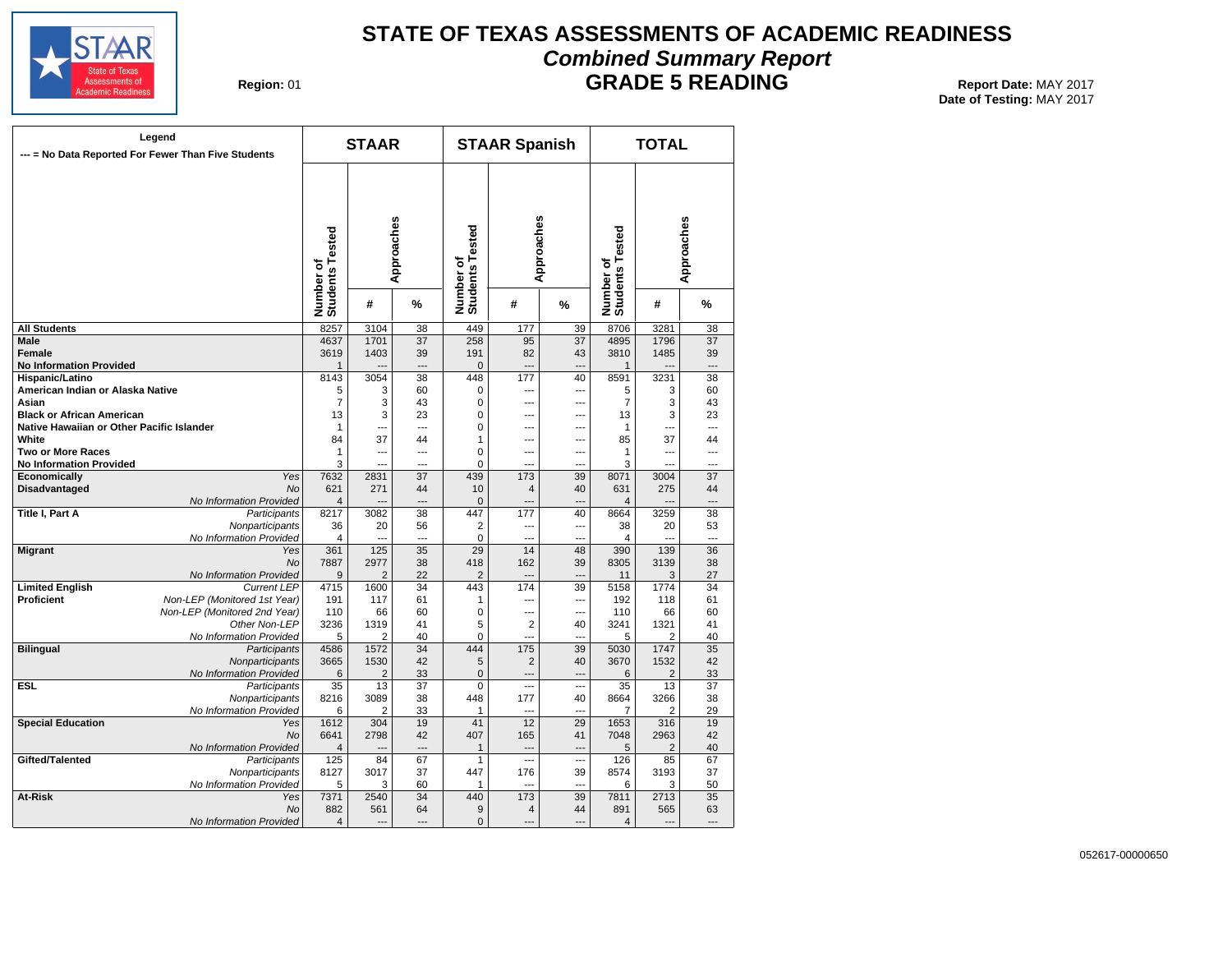# STATE OF TEXAS ASSESSMENTS OF ACADEMIC READINESS

## *Combined Summary Report*

## GRADE 5 READING

**Region:** 01

**Report Date:** MAY 2017
**Date of Testing:** MAY 2017

**Legend**
--- = No Data Reported For Fewer Than Five Students

| | | STAAR | | | STAAR Spanish | | | TOTAL | | |
|---|---|---|---|---|---|---|---|---|---|---|
| | | Number of Students Tested | Approaches # | Approaches % | Number of Students Tested | Approaches # | Approaches % | Number of Students Tested | Approaches # | Approaches % |
| **All Students** | | 8257 | 3104 | 38 | 449 | 177 | 39 | 8706 | 3281 | 38 |
| **Male** | | 4637 | 1701 | 37 | 258 | 95 | 37 | 4895 | 1796 | 37 |
| **Female** | | 3619 | 1403 | 39 | 191 | 82 | 43 | 3810 | 1485 | 39 |
| **No Information Provided** | | 1 | --- | --- | 0 | --- | --- | 1 | --- | --- |
| **Hispanic/Latino** | | 8143 | 3054 | 38 | 448 | 177 | 40 | 8591 | 3231 | 38 |
| **American Indian or Alaska Native** | | 5 | 3 | 60 | 0 | --- | --- | 5 | 3 | 60 |
| **Asian** | | 7 | 3 | 43 | 0 | --- | --- | 7 | 3 | 43 |
| **Black or African American** | | 13 | 3 | 23 | 0 | --- | --- | 13 | 3 | 23 |
| **Native Hawaiian or Other Pacific Islander** | | 1 | --- | --- | 0 | --- | --- | 1 | --- | --- |
| **White** | | 84 | 37 | 44 | 1 | --- | --- | 85 | 37 | 44 |
| **Two or More Races** | | 1 | --- | --- | 0 | --- | --- | 1 | --- | --- |
| **No Information Provided** | | 3 | --- | --- | 0 | --- | --- | 3 | --- | --- |
| **Economically Disadvantaged** | *Yes* | 7632 | 2831 | 37 | 439 | 173 | 39 | 8071 | 3004 | 37 |
| | *No* | 621 | 271 | 44 | 10 | 4 | 40 | 631 | 275 | 44 |
| | *No Information Provided* | 4 | --- | --- | 0 | --- | --- | 4 | --- | --- |
| **Title I, Part A** | *Participants* | 8217 | 3082 | 38 | 447 | 177 | 40 | 8664 | 3259 | 38 |
| | *Nonparticipants* | 36 | 20 | 56 | 2 | --- | --- | 38 | 20 | 53 |
| | *No Information Provided* | 4 | --- | --- | 0 | --- | --- | 4 | --- | --- |
| **Migrant** | *Yes* | 361 | 125 | 35 | 29 | 14 | 48 | 390 | 139 | 36 |
| | *No* | 7887 | 2977 | 38 | 418 | 162 | 39 | 8305 | 3139 | 38 |
| | *No Information Provided* | 9 | 2 | 22 | 2 | --- | --- | 11 | 3 | 27 |
| **Limited English Proficient** | *Current LEP* | 4715 | 1600 | 34 | 443 | 174 | 39 | 5158 | 1774 | 34 |
| | *Non-LEP (Monitored 1st Year)* | 191 | 117 | 61 | 1 | --- | --- | 192 | 118 | 61 |
| | *Non-LEP (Monitored 2nd Year)* | 110 | 66 | 60 | 0 | --- | --- | 110 | 66 | 60 |
| | *Other Non-LEP* | 3236 | 1319 | 41 | 5 | 2 | 40 | 3241 | 1321 | 41 |
| | *No Information Provided* | 5 | 2 | 40 | 0 | --- | --- | 5 | 2 | 40 |
| **Bilingual** | *Participants* | 4586 | 1572 | 34 | 444 | 175 | 39 | 5030 | 1747 | 35 |
| | *Nonparticipants* | 3665 | 1530 | 42 | 5 | 2 | 40 | 3670 | 1532 | 42 |
| | *No Information Provided* | 6 | 2 | 33 | 0 | --- | --- | 6 | 2 | 33 |
| **ESL** | *Participants* | 35 | 13 | 37 | 0 | --- | --- | 35 | 13 | 37 |
| | *Nonparticipants* | 8216 | 3089 | 38 | 448 | 177 | 40 | 8664 | 3266 | 38 |
| | *No Information Provided* | 6 | 2 | 33 | 1 | --- | --- | 7 | 2 | 29 |
| **Special Education** | *Yes* | 1612 | 304 | 19 | 41 | 12 | 29 | 1653 | 316 | 19 |
| | *No* | 6641 | 2798 | 42 | 407 | 165 | 41 | 7048 | 2963 | 42 |
| | *No Information Provided* | 4 | --- | --- | 1 | --- | --- | 5 | 2 | 40 |
| **Gifted/Talented** | *Participants* | 125 | 84 | 67 | 1 | --- | --- | 126 | 85 | 67 |
| | *Nonparticipants* | 8127 | 3017 | 37 | 447 | 176 | 39 | 8574 | 3193 | 37 |
| | *No Information Provided* | 5 | 3 | 60 | 1 | --- | --- | 6 | 3 | 50 |
| **At-Risk** | *Yes* | 7371 | 2540 | 34 | 440 | 173 | 39 | 7811 | 2713 | 35 |
| | *No* | 882 | 561 | 64 | 9 | 4 | 44 | 891 | 565 | 63 |
| | *No Information Provided* | 4 | --- | --- | 0 | --- | --- | 4 | --- | --- |

052617-00000650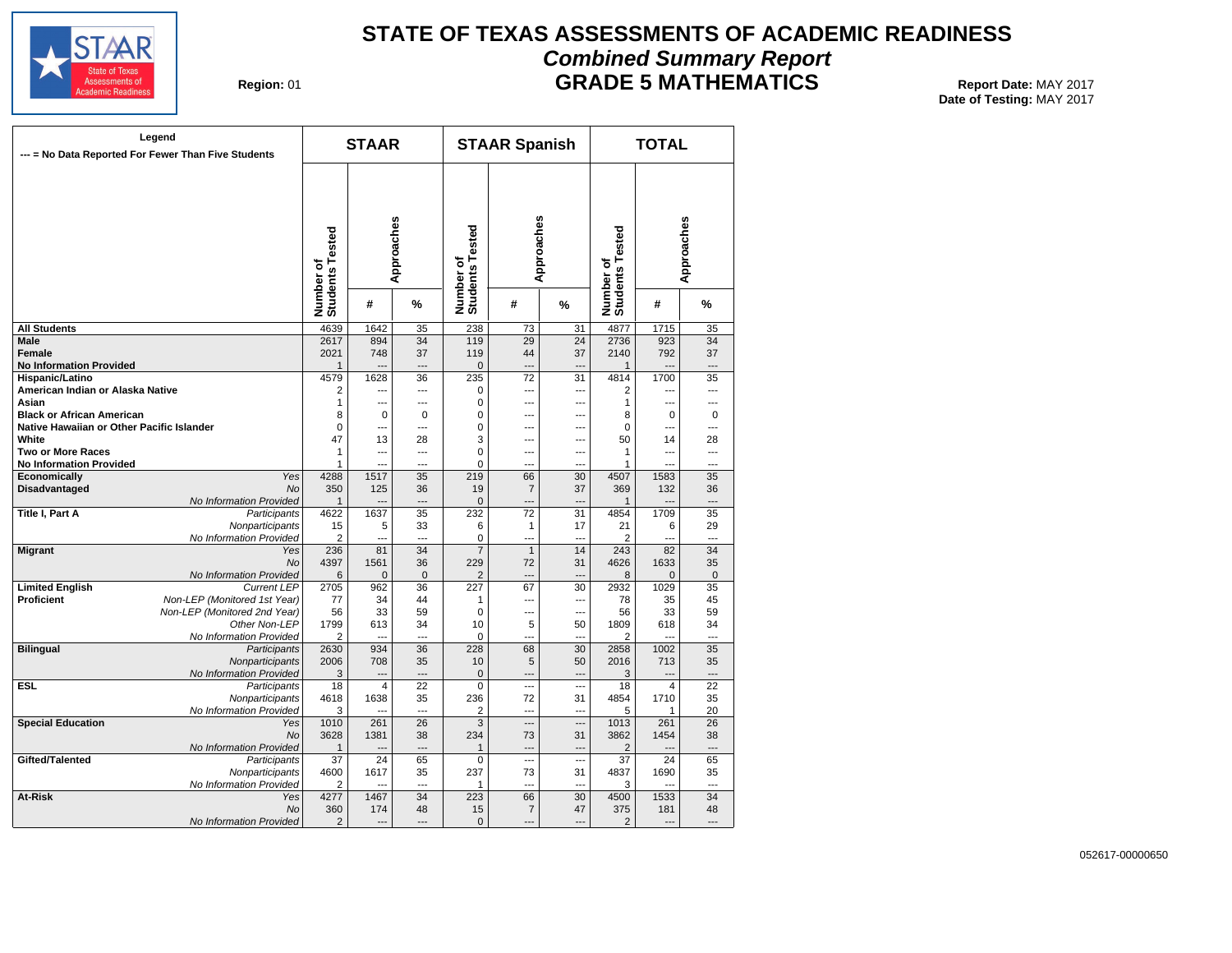# STATE OF TEXAS ASSESSMENTS OF ACADEMIC READINESS

## *Combined Summary Report*

## GRADE 5 MATHEMATICS

**Region:** 01

**Report Date:** MAY 2017
**Date of Testing:** MAY 2017

| Legend<br>--- = No Data Reported For Fewer Than Five Students | | STAAR | | | STAAR Spanish | | | TOTAL | | |
|---|---|---|---|---|---|---|---|---|---|---|
| | | Number of Students Tested | Approaches # | Approaches % | Number of Students Tested | Approaches # | Approaches % | Number of Students Tested | Approaches # | Approaches % |
| **All Students** | | 4639 | 1642 | 35 | 238 | 73 | 31 | 4877 | 1715 | 35 |
| **Male** | | 2617 | 894 | 34 | 119 | 29 | 24 | 2736 | 923 | 34 |
| **Female** | | 2021 | 748 | 37 | 119 | 44 | 37 | 2140 | 792 | 37 |
| **No Information Provided** | | 1 | --- | --- | 0 | --- | --- | 1 | --- | --- |
| **Hispanic/Latino** | | 4579 | 1628 | 36 | 235 | 72 | 31 | 4814 | 1700 | 35 |
| **American Indian or Alaska Native** | | 2 | --- | --- | 0 | --- | --- | 2 | --- | --- |
| **Asian** | | 1 | --- | --- | 0 | --- | --- | 1 | --- | --- |
| **Black or African American** | | 8 | 0 | 0 | 0 | --- | --- | 8 | 0 | 0 |
| **Native Hawaiian or Other Pacific Islander** | | 0 | --- | --- | 0 | --- | --- | 0 | --- | --- |
| **White** | | 47 | 13 | 28 | 3 | --- | --- | 50 | 14 | 28 |
| **Two or More Races** | | 1 | --- | --- | 0 | --- | --- | 1 | --- | --- |
| **No Information Provided** | | 1 | --- | --- | 0 | --- | --- | 1 | --- | --- |
| **Economically Disadvantaged** | *Yes* | 4288 | 1517 | 35 | 219 | 66 | 30 | 4507 | 1583 | 35 |
| | *No* | 350 | 125 | 36 | 19 | 7 | 37 | 369 | 132 | 36 |
| | *No Information Provided* | 1 | --- | --- | 0 | --- | --- | 1 | --- | --- |
| **Title I, Part A** | *Participants* | 4622 | 1637 | 35 | 232 | 72 | 31 | 4854 | 1709 | 35 |
| | *Nonparticipants* | 15 | 5 | 33 | 6 | 1 | 17 | 21 | 6 | 29 |
| | *No Information Provided* | 2 | --- | --- | 0 | --- | --- | 2 | --- | --- |
| **Migrant** | *Yes* | 236 | 81 | 34 | 7 | 1 | 14 | 243 | 82 | 34 |
| | *No* | 4397 | 1561 | 36 | 229 | 72 | 31 | 4626 | 1633 | 35 |
| | *No Information Provided* | 6 | 0 | 0 | 2 | --- | --- | 8 | 0 | 0 |
| **Limited English Proficient** | *Current LEP* | 2705 | 962 | 36 | 227 | 67 | 30 | 2932 | 1029 | 35 |
| | *Non-LEP (Monitored 1st Year)* | 77 | 34 | 44 | 1 | --- | --- | 78 | 35 | 45 |
| | *Non-LEP (Monitored 2nd Year)* | 56 | 33 | 59 | 0 | --- | --- | 56 | 33 | 59 |
| | *Other Non-LEP* | 1799 | 613 | 34 | 10 | 5 | 50 | 1809 | 618 | 34 |
| | *No Information Provided* | 2 | --- | --- | 0 | --- | --- | 2 | --- | --- |
| **Bilingual** | *Participants* | 2630 | 934 | 36 | 228 | 68 | 30 | 2858 | 1002 | 35 |
| | *Nonparticipants* | 2006 | 708 | 35 | 10 | 5 | 50 | 2016 | 713 | 35 |
| | *No Information Provided* | 3 | --- | --- | 0 | --- | --- | 3 | --- | --- |
| **ESL** | *Participants* | 18 | 4 | 22 | 0 | --- | --- | 18 | 4 | 22 |
| | *Nonparticipants* | 4618 | 1638 | 35 | 236 | 72 | 31 | 4854 | 1710 | 35 |
| | *No Information Provided* | 3 | --- | --- | 2 | --- | --- | 5 | 1 | 20 |
| **Special Education** | *Yes* | 1010 | 261 | 26 | 3 | --- | --- | 1013 | 261 | 26 |
| | *No* | 3628 | 1381 | 38 | 234 | 73 | 31 | 3862 | 1454 | 38 |
| | *No Information Provided* | 1 | --- | --- | 1 | --- | --- | 2 | --- | --- |
| **Gifted/Talented** | *Participants* | 37 | 24 | 65 | 0 | --- | --- | 37 | 24 | 65 |
| | *Nonparticipants* | 4600 | 1617 | 35 | 237 | 73 | 31 | 4837 | 1690 | 35 |
| | *No Information Provided* | 2 | --- | --- | 1 | --- | --- | 3 | --- | --- |
| **At-Risk** | *Yes* | 4277 | 1467 | 34 | 223 | 66 | 30 | 4500 | 1533 | 34 |
| | *No* | 360 | 174 | 48 | 15 | 7 | 47 | 375 | 181 | 48 |
| | *No Information Provided* | 2 | --- | --- | 0 | --- | --- | 2 | --- | --- |

052617-00000650